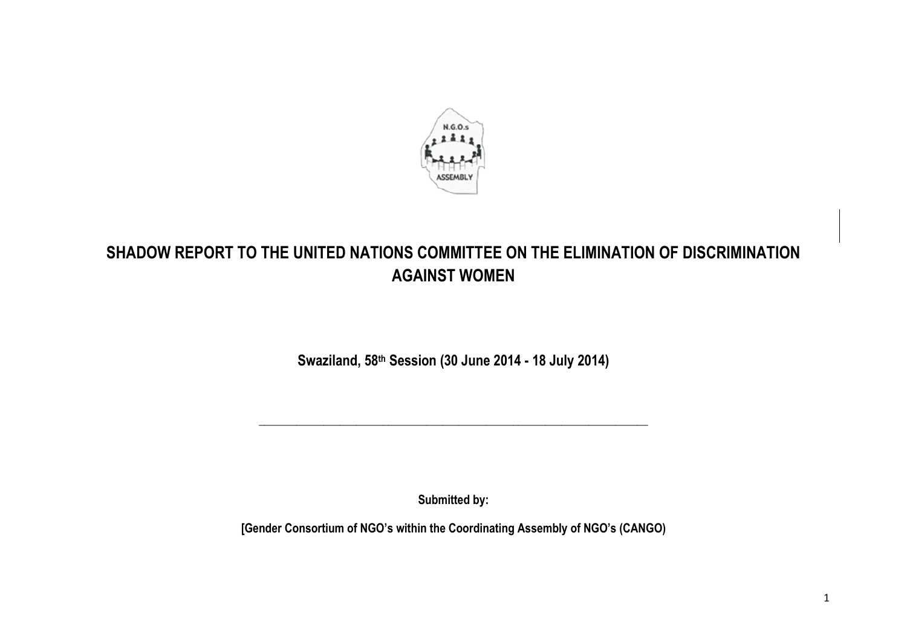# SHADOW REPORT TO THE UNITED NATIONS COMMITTEE ON THE ELIMINATION OF DISCRIMINATION AGAINST WOMEN

**Swaziland, 58th Session (30 June 2014 - 18 July 2014)**

---

**Submitted by:**

**[Gender Consortium of NGO's within the Coordinating Assembly of NGO's (CANGO)**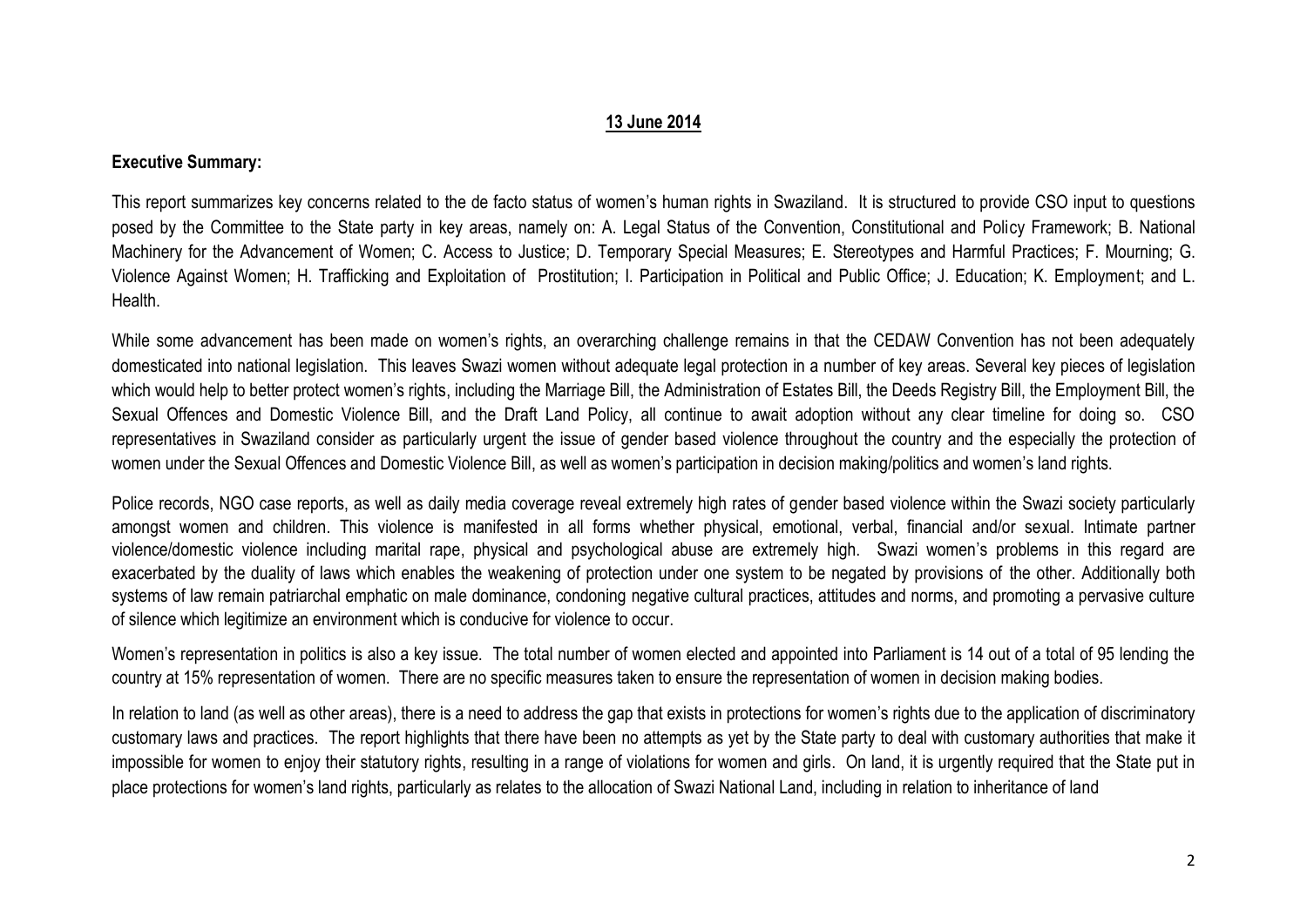**13 June 2014**

**Executive Summary:**

This report summarizes key concerns related to the de facto status of women's human rights in Swaziland. It is structured to provide CSO input to questions posed by the Committee to the State party in key areas, namely on: A. Legal Status of the Convention, Constitutional and Policy Framework; B. National Machinery for the Advancement of Women; C. Access to Justice; D. Temporary Special Measures; E. Stereotypes and Harmful Practices; F. Mourning; G. Violence Against Women; H. Trafficking and Exploitation of Prostitution; I. Participation in Political and Public Office; J. Education; K. Employment; and L. Health.

While some advancement has been made on women's rights, an overarching challenge remains in that the CEDAW Convention has not been adequately domesticated into national legislation. This leaves Swazi women without adequate legal protection in a number of key areas. Several key pieces of legislation which would help to better protect women's rights, including the Marriage Bill, the Administration of Estates Bill, the Deeds Registry Bill, the Employment Bill, the Sexual Offences and Domestic Violence Bill, and the Draft Land Policy, all continue to await adoption without any clear timeline for doing so. CSO representatives in Swaziland consider as particularly urgent the issue of gender based violence throughout the country and the especially the protection of women under the Sexual Offences and Domestic Violence Bill, as well as women's participation in decision making/politics and women's land rights.

Police records, NGO case reports, as well as daily media coverage reveal extremely high rates of gender based violence within the Swazi society particularly amongst women and children. This violence is manifested in all forms whether physical, emotional, verbal, financial and/or sexual. Intimate partner violence/domestic violence including marital rape, physical and psychological abuse are extremely high. Swazi women's problems in this regard are exacerbated by the duality of laws which enables the weakening of protection under one system to be negated by provisions of the other. Additionally both systems of law remain patriarchal emphatic on male dominance, condoning negative cultural practices, attitudes and norms, and promoting a pervasive culture of silence which legitimize an environment which is conducive for violence to occur.

Women's representation in politics is also a key issue. The total number of women elected and appointed into Parliament is 14 out of a total of 95 lending the country at 15% representation of women. There are no specific measures taken to ensure the representation of women in decision making bodies.

In relation to land (as well as other areas), there is a need to address the gap that exists in protections for women's rights due to the application of discriminatory customary laws and practices. The report highlights that there have been no attempts as yet by the State party to deal with customary authorities that make it impossible for women to enjoy their statutory rights, resulting in a range of violations for women and girls. On land, it is urgently required that the State put in place protections for women's land rights, particularly as relates to the allocation of Swazi National Land, including in relation to inheritance of land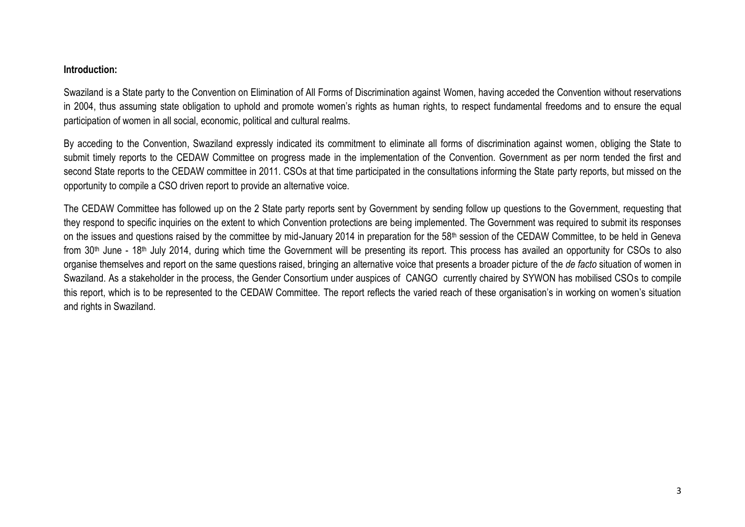**Introduction:**

Swaziland is a State party to the Convention on Elimination of All Forms of Discrimination against Women, having acceded the Convention without reservations in 2004, thus assuming state obligation to uphold and promote women's rights as human rights, to respect fundamental freedoms and to ensure the equal participation of women in all social, economic, political and cultural realms.

By acceding to the Convention, Swaziland expressly indicated its commitment to eliminate all forms of discrimination against women, obliging the State to submit timely reports to the CEDAW Committee on progress made in the implementation of the Convention. Government as per norm tended the first and second State reports to the CEDAW committee in 2011. CSOs at that time participated in the consultations informing the State party reports, but missed on the opportunity to compile a CSO driven report to provide an alternative voice.

The CEDAW Committee has followed up on the 2 State party reports sent by Government by sending follow up questions to the Government, requesting that they respond to specific inquiries on the extent to which Convention protections are being implemented. The Government was required to submit its responses on the issues and questions raised by the committee by mid-January 2014 in preparation for the 58th session of the CEDAW Committee, to be held in Geneva from 30th June - 18th July 2014, during which time the Government will be presenting its report. This process has availed an opportunity for CSOs to also organise themselves and report on the same questions raised, bringing an alternative voice that presents a broader picture of the *de facto* situation of women in Swaziland. As a stakeholder in the process, the Gender Consortium under auspices of CANGO currently chaired by SYWON has mobilised CSOs to compile this report, which is to be represented to the CEDAW Committee. The report reflects the varied reach of these organisation's in working on women's situation and rights in Swaziland.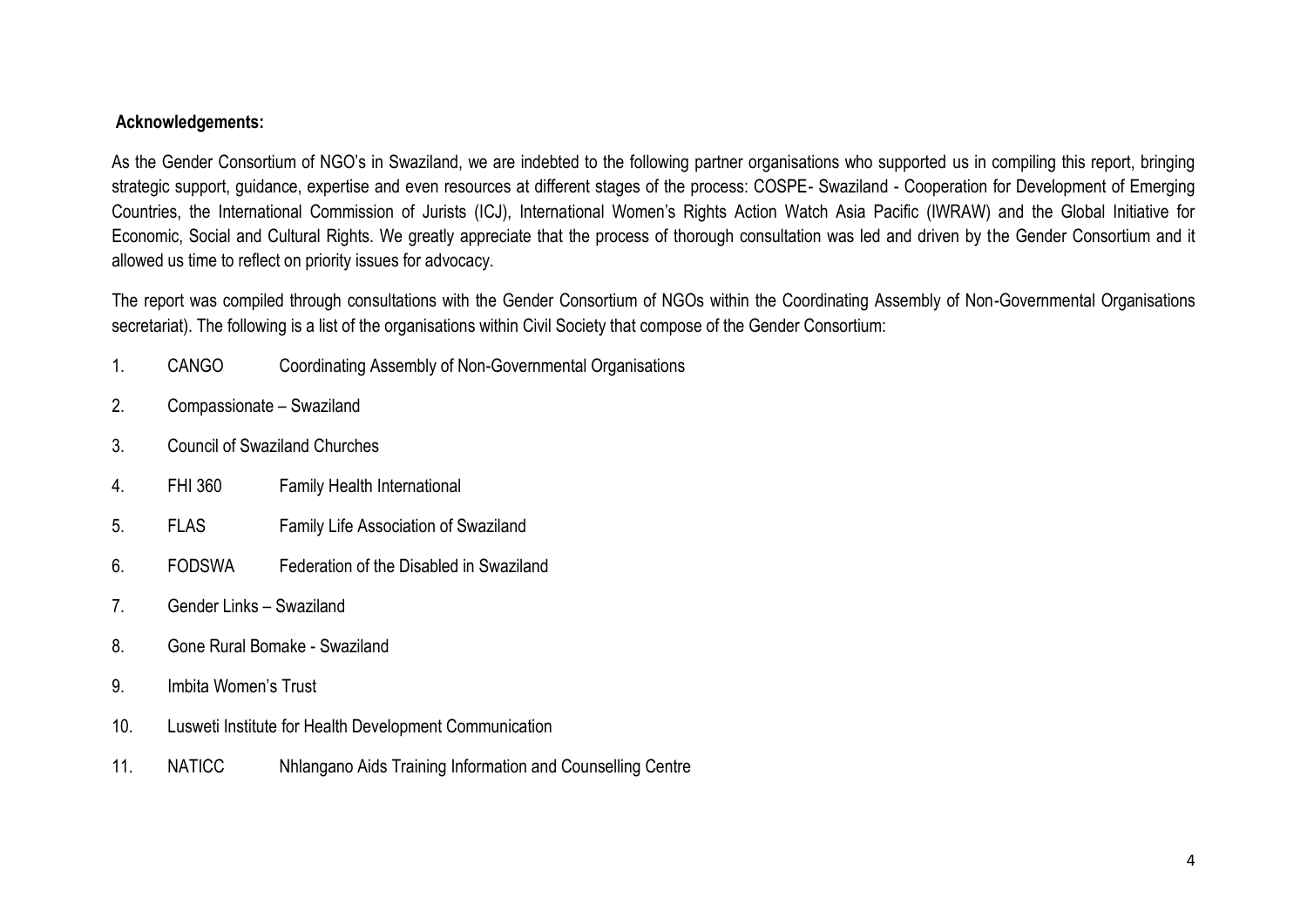**Acknowledgements:**

As the Gender Consortium of NGO's in Swaziland, we are indebted to the following partner organisations who supported us in compiling this report, bringing strategic support, guidance, expertise and even resources at different stages of the process: COSPE- Swaziland - Cooperation for Development of Emerging Countries, the International Commission of Jurists (ICJ), International Women's Rights Action Watch Asia Pacific (IWRAW) and the Global Initiative for Economic, Social and Cultural Rights. We greatly appreciate that the process of thorough consultation was led and driven by the Gender Consortium and it allowed us time to reflect on priority issues for advocacy.

The report was compiled through consultations with the Gender Consortium of NGOs within the Coordinating Assembly of Non-Governmental Organisations secretariat). The following is a list of the organisations within Civil Society that compose of the Gender Consortium:

1. CANGO Coordinating Assembly of Non-Governmental Organisations
2. Compassionate – Swaziland
3. Council of Swaziland Churches
4. FHI 360 Family Health International
5. FLAS Family Life Association of Swaziland
6. FODSWA Federation of the Disabled in Swaziland
7. Gender Links – Swaziland
8. Gone Rural Bomake - Swaziland
9. Imbita Women's Trust
10. Lusweti Institute for Health Development Communication
11. NATICC Nhlangano Aids Training Information and Counselling Centre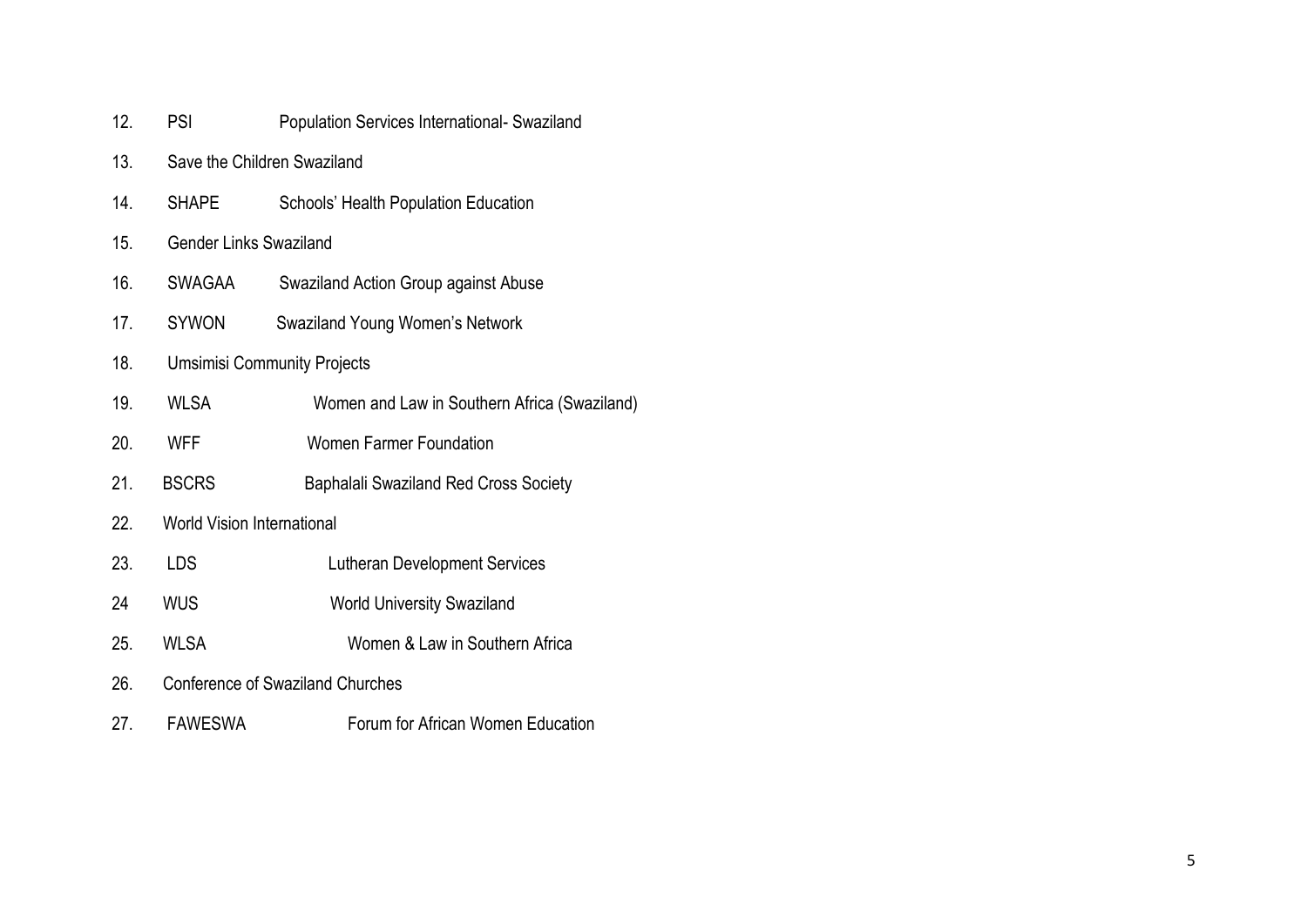12. PSI Population Services International- Swaziland
13. Save the Children Swaziland
14. SHAPE Schools' Health Population Education
15. Gender Links Swaziland
16. SWAGAA Swaziland Action Group against Abuse
17. SYWON Swaziland Young Women's Network
18. Umsimisi Community Projects
19. WLSA Women and Law in Southern Africa (Swaziland)
20. WFF Women Farmer Foundation
21. BSCRS Baphalali Swaziland Red Cross Society
22. World Vision International
23. LDS Lutheran Development Services
24 WUS World University Swaziland
25. WLSA Women & Law in Southern Africa
26. Conference of Swaziland Churches
27. FAWESWA Forum for African Women Education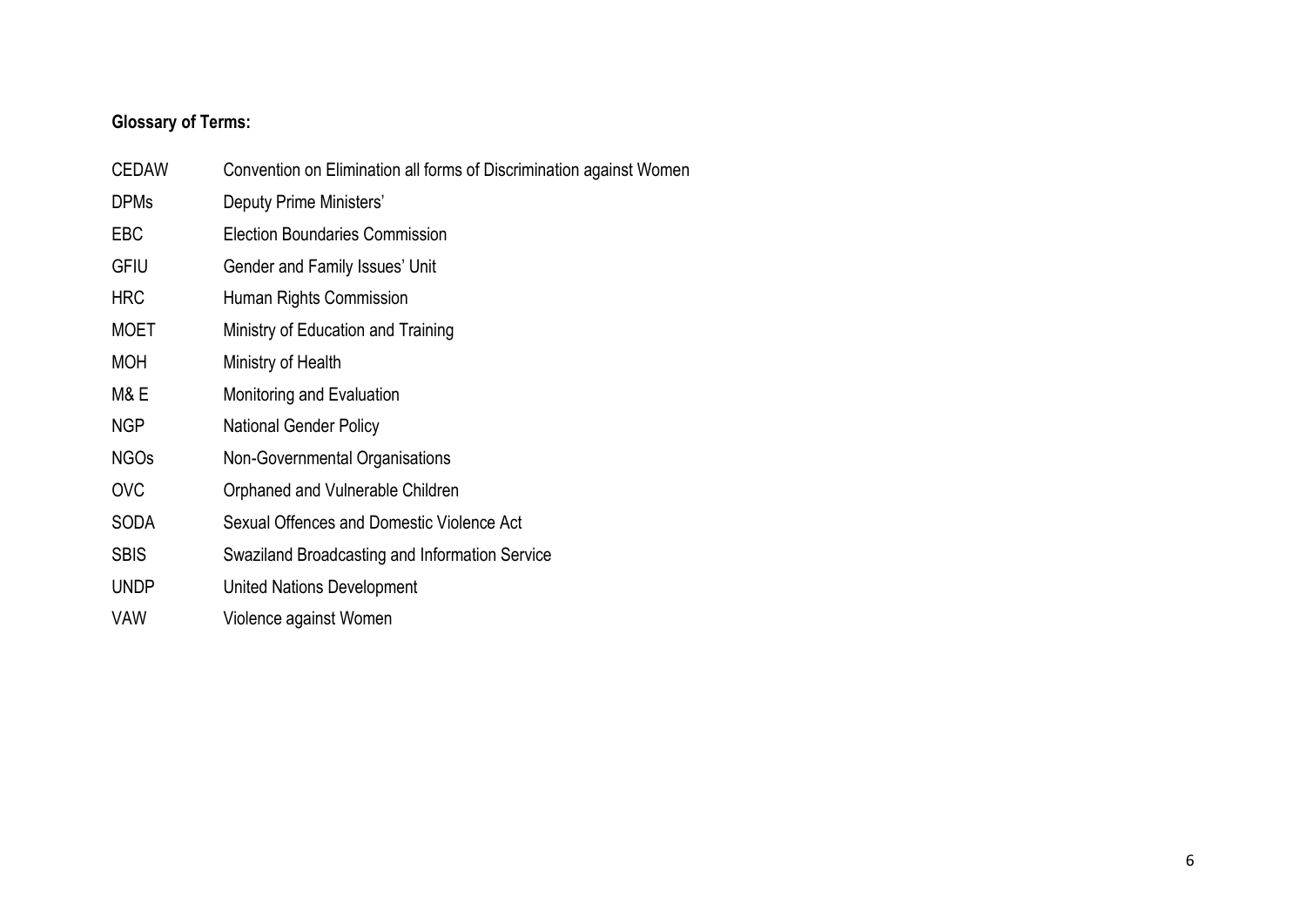**Glossary of Terms:**

| | |
|---|---|
| CEDAW | Convention on Elimination all forms of Discrimination against Women |
| DPMs | Deputy Prime Ministers' |
| EBC | Election Boundaries Commission |
| GFIU | Gender and Family Issues' Unit |
| HRC | Human Rights Commission |
| MOET | Ministry of Education and Training |
| MOH | Ministry of Health |
| M& E | Monitoring and Evaluation |
| NGP | National Gender Policy |
| NGOs | Non-Governmental Organisations |
| OVC | Orphaned and Vulnerable Children |
| SODA | Sexual Offences and Domestic Violence Act |
| SBIS | Swaziland Broadcasting and Information Service |
| UNDP | United Nations Development |
| VAW | Violence against Women |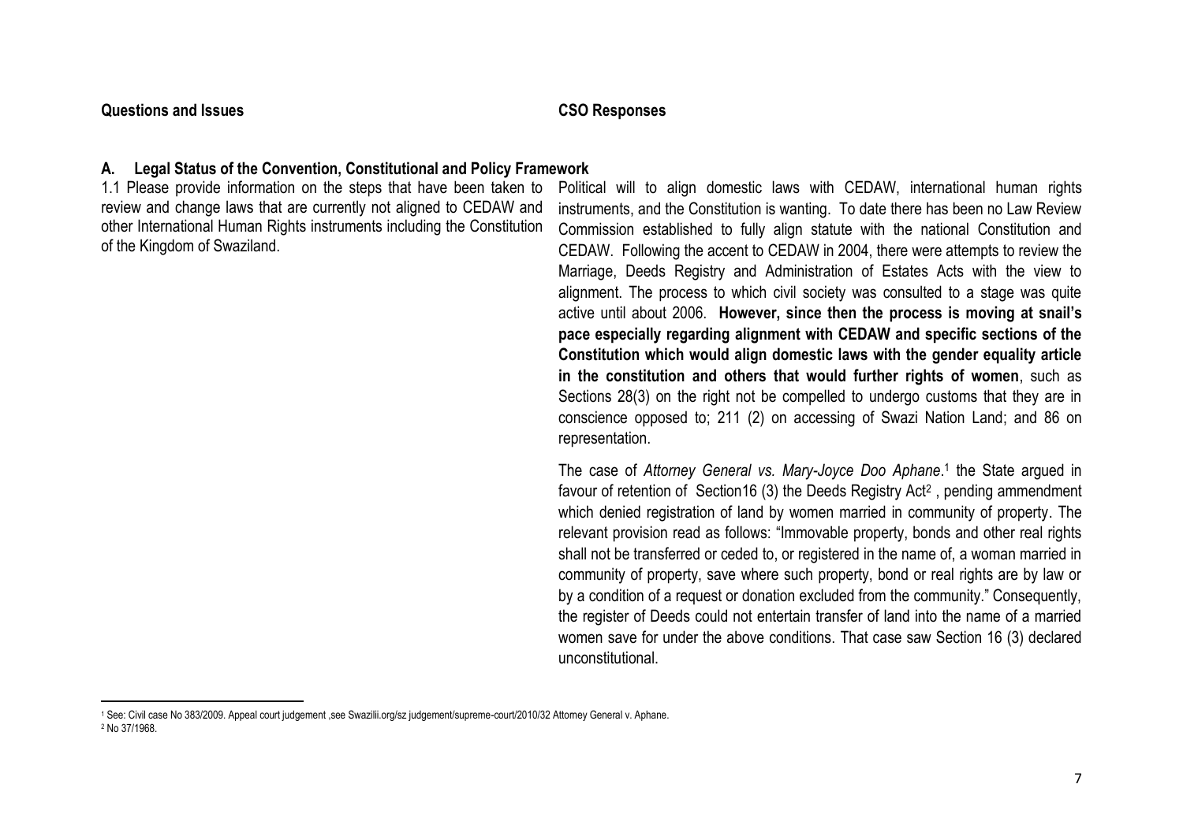| Questions and Issues | CSO Responses |
|---|---|
| **A. Legal Status of the Convention, Constitutional and Policy Framework** | |
| 1.1 Please provide information on the steps that have been taken to review and change laws that are currently not aligned to CEDAW and other International Human Rights instruments including the Constitution of the Kingdom of Swaziland. | Political will to align domestic laws with CEDAW, international human rights instruments, and the Constitution is wanting. To date there has been no Law Review Commission established to fully align statute with the national Constitution and CEDAW. Following the accent to CEDAW in 2004, there were attempts to review the Marriage, Deeds Registry and Administration of Estates Acts with the view to alignment. The process to which civil society was consulted to a stage was quite active until about 2006. **However, since then the process is moving at snail's pace especially regarding alignment with CEDAW and specific sections of the Constitution which would align domestic laws with the gender equality article in the constitution and others that would further rights of women**, such as Sections 28(3) on the right not be compelled to undergo customs that they are in conscience opposed to; 211 (2) on accessing of Swazi Nation Land; and 86 on representation.<br><br>The case of *Attorney General vs. Mary-Joyce Doo Aphane*.[1] the State argued in favour of retention of Section16 (3) the Deeds Registry Act[2] , pending ammendment which denied registration of land by women married in community of property. The relevant provision read as follows: "Immovable property, bonds and other real rights shall not be transferred or ceded to, or registered in the name of, a woman married in community of property, save where such property, bond or real rights are by law or by a condition of a request or donation excluded from the community." Consequently, the register of Deeds could not entertain transfer of land into the name of a married women save for under the above conditions. That case saw Section 16 (3) declared unconstitutional. |

[1] See: Civil case No 383/2009. Appeal court judgement ,see Swazilii.org/sz judgement/supreme-court/2010/32 Attorney General v. Aphane.

[2] No 37/1968.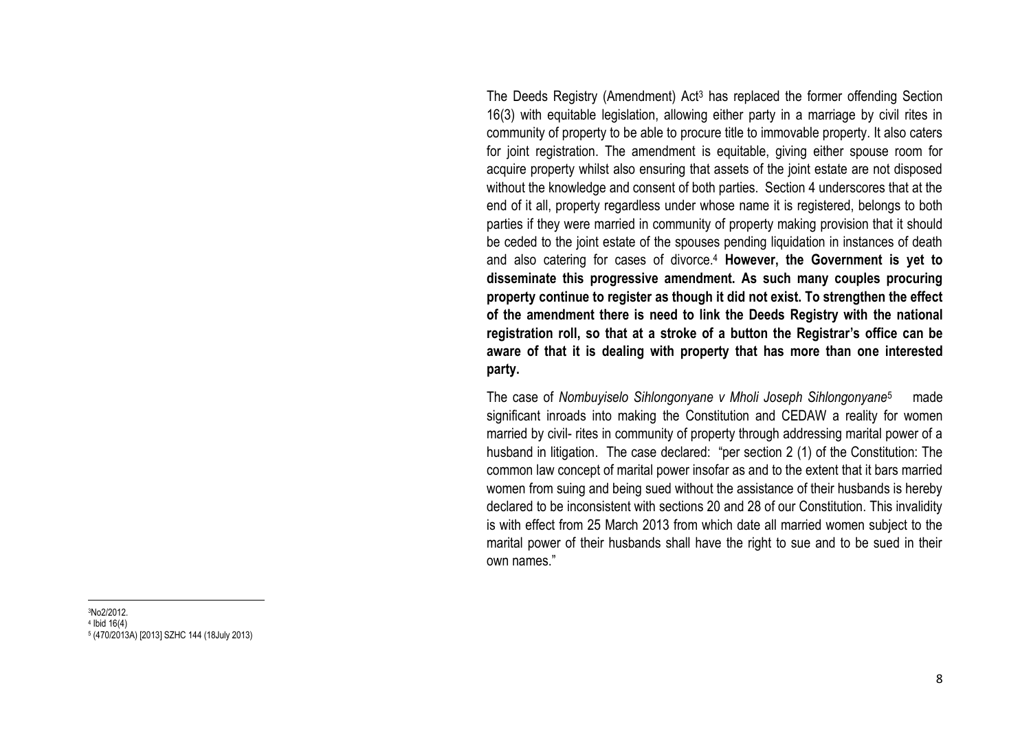The Deeds Registry (Amendment) Act[3] has replaced the former offending Section 16(3) with equitable legislation, allowing either party in a marriage by civil rites in community of property to be able to procure title to immovable property. It also caters for joint registration. The amendment is equitable, giving either spouse room for acquire property whilst also ensuring that assets of the joint estate are not disposed without the knowledge and consent of both parties. Section 4 underscores that at the end of it all, property regardless under whose name it is registered, belongs to both parties if they were married in community of property making provision that it should be ceded to the joint estate of the spouses pending liquidation in instances of death and also catering for cases of divorce.[4] **However, the Government is yet to disseminate this progressive amendment. As such many couples procuring property continue to register as though it did not exist. To strengthen the effect of the amendment there is need to link the Deeds Registry with the national registration roll, so that at a stroke of a button the Registrar's office can be aware of that it is dealing with property that has more than one interested party.**

The case of *Nombuyiselo Sihlongonyane v Mholi Joseph Sihlongonyane*[5] made significant inroads into making the Constitution and CEDAW a reality for women married by civil- rites in community of property through addressing marital power of a husband in litigation. The case declared: "per section 2 (1) of the Constitution: The common law concept of marital power insofar as and to the extent that it bars married women from suing and being sued without the assistance of their husbands is hereby declared to be inconsistent with sections 20 and 28 of our Constitution. This invalidity is with effect from 25 March 2013 from which date all married women subject to the marital power of their husbands shall have the right to sue and to be sued in their own names."

---

[3]No2/2012.
[4] Ibid 16(4)
[5] (470/2013A) [2013] SZHC 144 (18July 2013)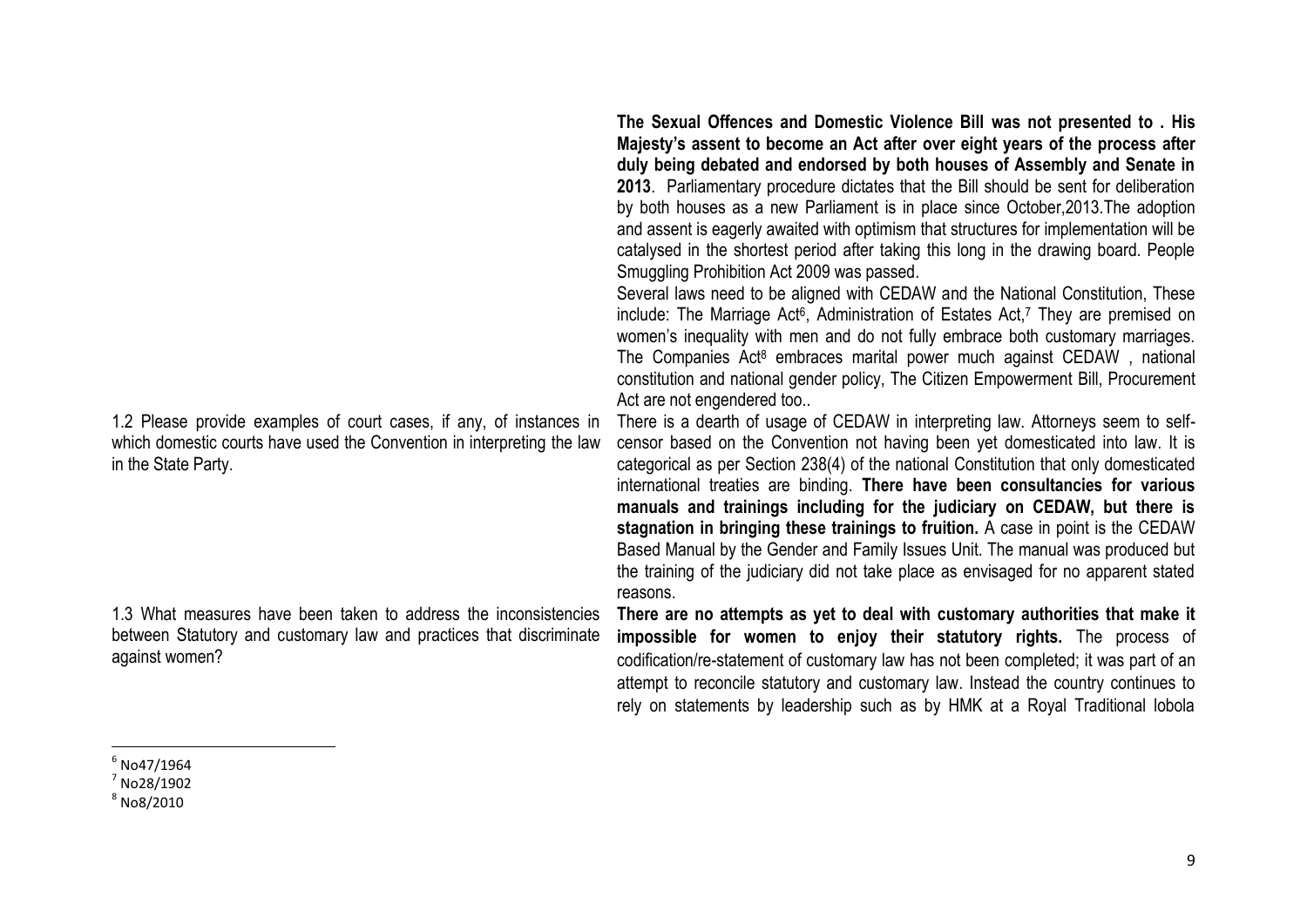| | |
|---|---|
| | **The Sexual Offences and Domestic Violence Bill was not presented to . His Majesty's assent to become an Act after over eight years of the process after duly being debated and endorsed by both houses of Assembly and Senate in 2013**. Parliamentary procedure dictates that the Bill should be sent for deliberation by both houses as a new Parliament is in place since October,2013.The adoption and assent is eagerly awaited with optimism that structures for implementation will be catalysed in the shortest period after taking this long in the drawing board. People Smuggling Prohibition Act 2009 was passed.<br>Several laws need to be aligned with CEDAW and the National Constitution, These include: The Marriage Act[6], Administration of Estates Act,[7] They are premised on women's inequality with men and do not fully embrace both customary marriages. The Companies Act[8] embraces marital power much against CEDAW , national constitution and national gender policy, The Citizen Empowerment Bill, Procurement Act are not engendered too.. |
| 1.2 Please provide examples of court cases, if any, of instances in which domestic courts have used the Convention in interpreting the law in the State Party. | There is a dearth of usage of CEDAW in interpreting law. Attorneys seem to self-censor based on the Convention not having been yet domesticated into law. It is categorical as per Section 238(4) of the national Constitution that only domesticated international treaties are binding. **There have been consultancies for various manuals and trainings including for the judiciary on CEDAW, but there is stagnation in bringing these trainings to fruition.** A case in point is the CEDAW Based Manual by the Gender and Family Issues Unit. The manual was produced but the training of the judiciary did not take place as envisaged for no apparent stated reasons. |
| 1.3 What measures have been taken to address the inconsistencies between Statutory and customary law and practices that discriminate against women? | **There are no attempts as yet to deal with customary authorities that make it impossible for women to enjoy their statutory rights.** The process of codification/re-statement of customary law has not been completed; it was part of an attempt to reconcile statutory and customary law. Instead the country continues to rely on statements by leadership such as by HMK at a Royal Traditional lobola |

[6] No47/1964

[7] No28/1902

[8] No8/2010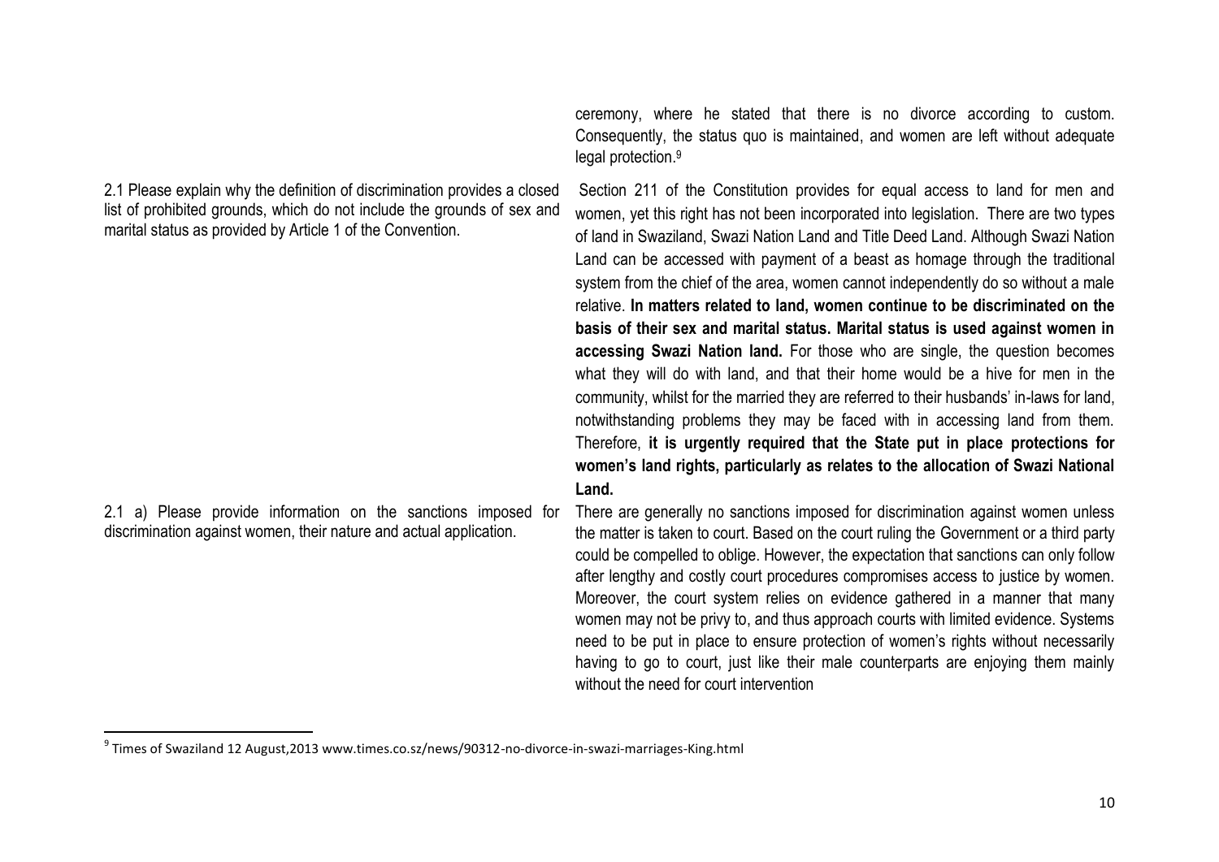ceremony, where he stated that there is no divorce according to custom. Consequently, the status quo is maintained, and women are left without adequate legal protection.[9]

| | |
|---|---|
| 2.1 Please explain why the definition of discrimination provides a closed list of prohibited grounds, which do not include the grounds of sex and marital status as provided by Article 1 of the Convention. | Section 211 of the Constitution provides for equal access to land for men and women, yet this right has not been incorporated into legislation. There are two types of land in Swaziland, Swazi Nation Land and Title Deed Land. Although Swazi Nation Land can be accessed with payment of a beast as homage through the traditional system from the chief of the area, women cannot independently do so without a male relative. **In matters related to land, women continue to be discriminated on the basis of their sex and marital status. Marital status is used against women in accessing Swazi Nation land.** For those who are single, the question becomes what they will do with land, and that their home would be a hive for men in the community, whilst for the married they are referred to their husbands' in-laws for land, notwithstanding problems they may be faced with in accessing land from them. Therefore, **it is urgently required that the State put in place protections for women's land rights, particularly as relates to the allocation of Swazi National Land.** |
| 2.1 a) Please provide information on the sanctions imposed for discrimination against women, their nature and actual application. | There are generally no sanctions imposed for discrimination against women unless the matter is taken to court. Based on the court ruling the Government or a third party could be compelled to oblige. However, the expectation that sanctions can only follow after lengthy and costly court procedures compromises access to justice by women. Moreover, the court system relies on evidence gathered in a manner that many women may not be privy to, and thus approach courts with limited evidence. Systems need to be put in place to ensure protection of women's rights without necessarily having to go to court, just like their male counterparts are enjoying them mainly without the need for court intervention |

[9] Times of Swaziland 12 August,2013 www.times.co.sz/news/90312-no-divorce-in-swazi-marriages-King.html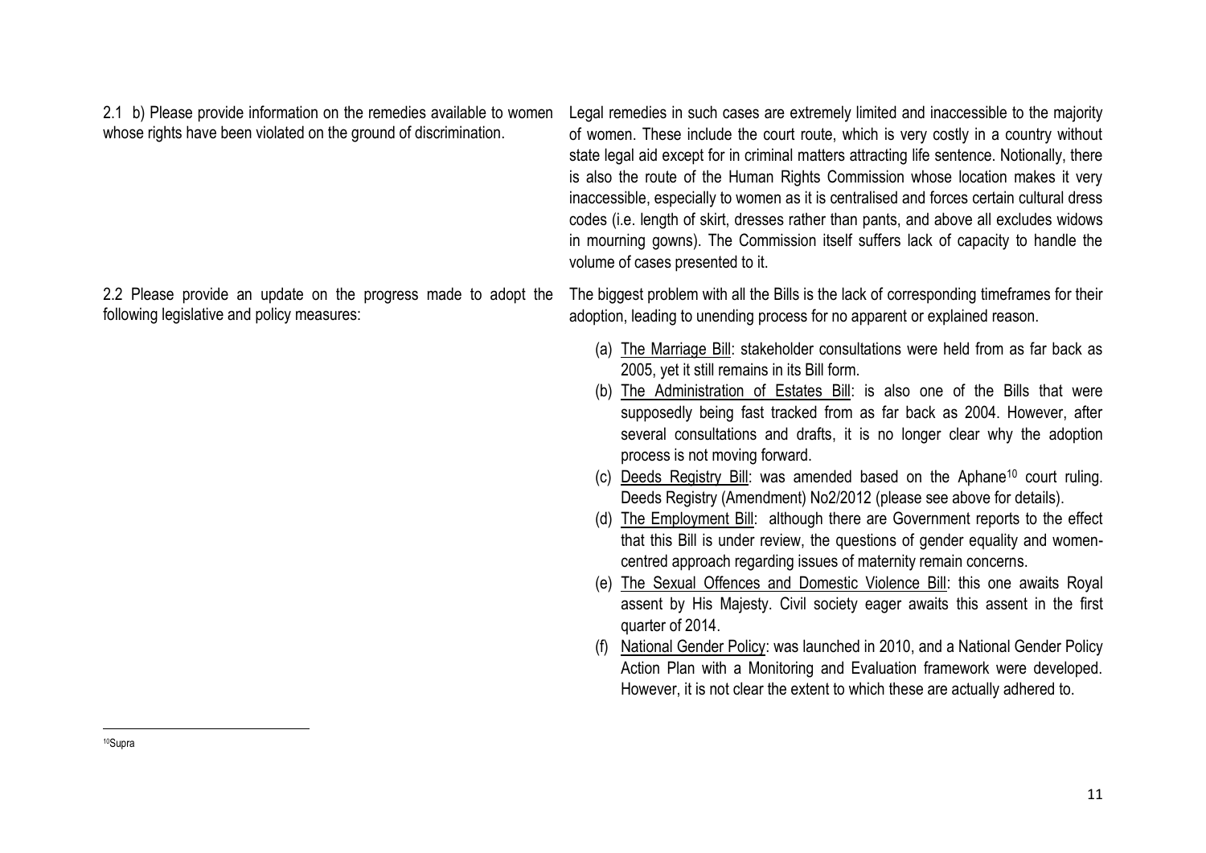| | |
|---|---|
| 2.1 b) Please provide information on the remedies available to women whose rights have been violated on the ground of discrimination. | Legal remedies in such cases are extremely limited and inaccessible to the majority of women. These include the court route, which is very costly in a country without state legal aid except for in criminal matters attracting life sentence. Notionally, there is also the route of the Human Rights Commission whose location makes it very inaccessible, especially to women as it is centralised and forces certain cultural dress codes (i.e. length of skirt, dresses rather than pants, and above all excludes widows in mourning gowns). The Commission itself suffers lack of capacity to handle the volume of cases presented to it. |
| 2.2 Please provide an update on the progress made to adopt the following legislative and policy measures: | The biggest problem with all the Bills is the lack of corresponding timeframes for their adoption, leading to unending process for no apparent or explained reason.<br><br>(a) <u>The Marriage Bill</u>: stakeholder consultations were held from as far back as 2005, yet it still remains in its Bill form.<br>(b) <u>The Administration of Estates Bill</u>: is also one of the Bills that were supposedly being fast tracked from as far back as 2004. However, after several consultations and drafts, it is no longer clear why the adoption process is not moving forward.<br>(c) <u>Deeds Registry Bill</u>: was amended based on the Aphane[10] court ruling. Deeds Registry (Amendment) No2/2012 (please see above for details).<br>(d) <u>The Employment Bill</u>: although there are Government reports to the effect that this Bill is under review, the questions of gender equality and women-centred approach regarding issues of maternity remain concerns.<br>(e) <u>The Sexual Offences and Domestic Violence Bill</u>: this one awaits Royal assent by His Majesty. Civil society eager awaits this assent in the first quarter of 2014.<br>(f) <u>National Gender Policy</u>: was launched in 2010, and a National Gender Policy Action Plan with a Monitoring and Evaluation framework were developed. However, it is not clear the extent to which these are actually adhered to. |

[10] Supra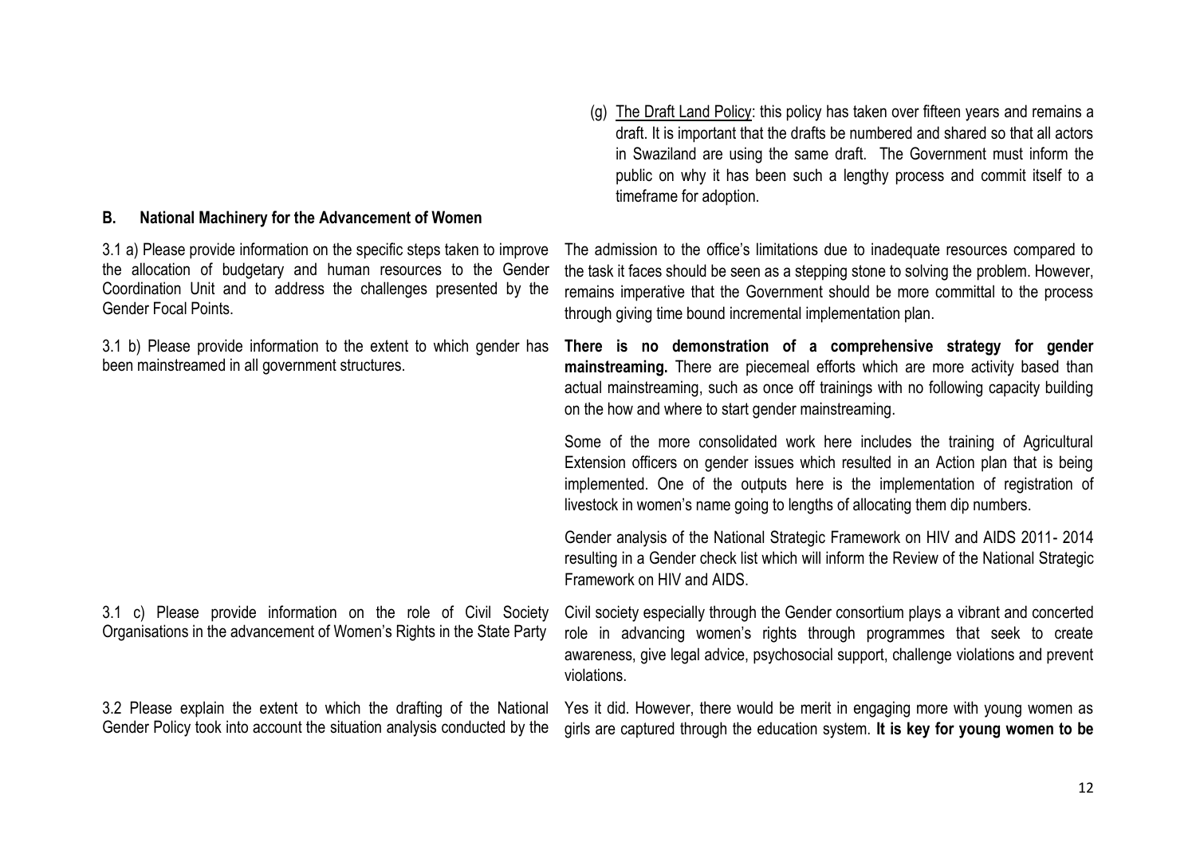(g) <u>The Draft Land Policy</u>: this policy has taken over fifteen years and remains a draft. It is important that the drafts be numbered and shared so that all actors in Swaziland are using the same draft. The Government must inform the public on why it has been such a lengthy process and commit itself to a timeframe for adoption.

## B. National Machinery for the Advancement of Women

| | |
|---|---|
| 3.1 a) Please provide information on the specific steps taken to improve the allocation of budgetary and human resources to the Gender Coordination Unit and to address the challenges presented by the Gender Focal Points. | The admission to the office's limitations due to inadequate resources compared to the task it faces should be seen as a stepping stone to solving the problem. However, remains imperative that the Government should be more committal to the process through giving time bound incremental implementation plan. |
| 3.1 b) Please provide information to the extent to which gender has been mainstreamed in all government structures. | **There is no demonstration of a comprehensive strategy for gender mainstreaming.** There are piecemeal efforts which are more activity based than actual mainstreaming, such as once off trainings with no following capacity building on the how and where to start gender mainstreaming.<br><br>Some of the more consolidated work here includes the training of Agricultural Extension officers on gender issues which resulted in an Action plan that is being implemented. One of the outputs here is the implementation of registration of livestock in women's name going to lengths of allocating them dip numbers.<br><br>Gender analysis of the National Strategic Framework on HIV and AIDS 2011- 2014 resulting in a Gender check list which will inform the Review of the National Strategic Framework on HIV and AIDS. |
| 3.1 c) Please provide information on the role of Civil Society Organisations in the advancement of Women's Rights in the State Party | Civil society especially through the Gender consortium plays a vibrant and concerted role in advancing women's rights through programmes that seek to create awareness, give legal advice, psychosocial support, challenge violations and prevent violations. |
| 3.2 Please explain the extent to which the drafting of the National Gender Policy took into account the situation analysis conducted by the | Yes it did. However, there would be merit in engaging more with young women as girls are captured through the education system. **It is key for young women to be** |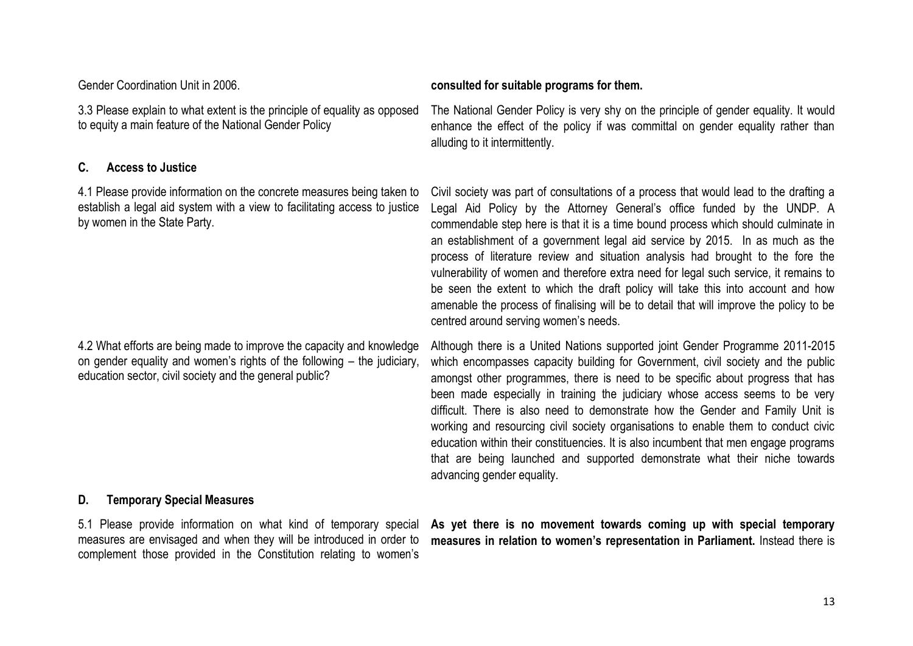| | |
|---|---|
| Gender Coordination Unit in 2006. | **consulted for suitable programs for them.** |
| 3.3 Please explain to what extent is the principle of equality as opposed to equity a main feature of the National Gender Policy | The National Gender Policy is very shy on the principle of gender equality. It would enhance the effect of the policy if was committal on gender equality rather than alluding to it intermittently. |

## C. Access to Justice

| | |
|---|---|
| 4.1 Please provide information on the concrete measures being taken to establish a legal aid system with a view to facilitating access to justice by women in the State Party. | Civil society was part of consultations of a process that would lead to the drafting a Legal Aid Policy by the Attorney General's office funded by the UNDP. A commendable step here is that it is a time bound process which should culminate in an establishment of a government legal aid service by 2015. In as much as the process of literature review and situation analysis had brought to the fore the vulnerability of women and therefore extra need for legal such service, it remains to be seen the extent to which the draft policy will take this into account and how amenable the process of finalising will be to detail that will improve the policy to be centred around serving women's needs. |
| 4.2 What efforts are being made to improve the capacity and knowledge on gender equality and women's rights of the following – the judiciary, education sector, civil society and the general public? | Although there is a United Nations supported joint Gender Programme 2011-2015 which encompasses capacity building for Government, civil society and the public amongst other programmes, there is need to be specific about progress that has been made especially in training the judiciary whose access seems to be very difficult. There is also need to demonstrate how the Gender and Family Unit is working and resourcing civil society organisations to enable them to conduct civic education within their constituencies. It is also incumbent that men engage programs that are being launched and supported demonstrate what their niche towards advancing gender equality. |

## D. Temporary Special Measures

| | |
|---|---|
| 5.1 Please provide information on what kind of temporary special measures are envisaged and when they will be introduced in order to complement those provided in the Constitution relating to women's | **As yet there is no movement towards coming up with special temporary measures in relation to women's representation in Parliament.** Instead there is |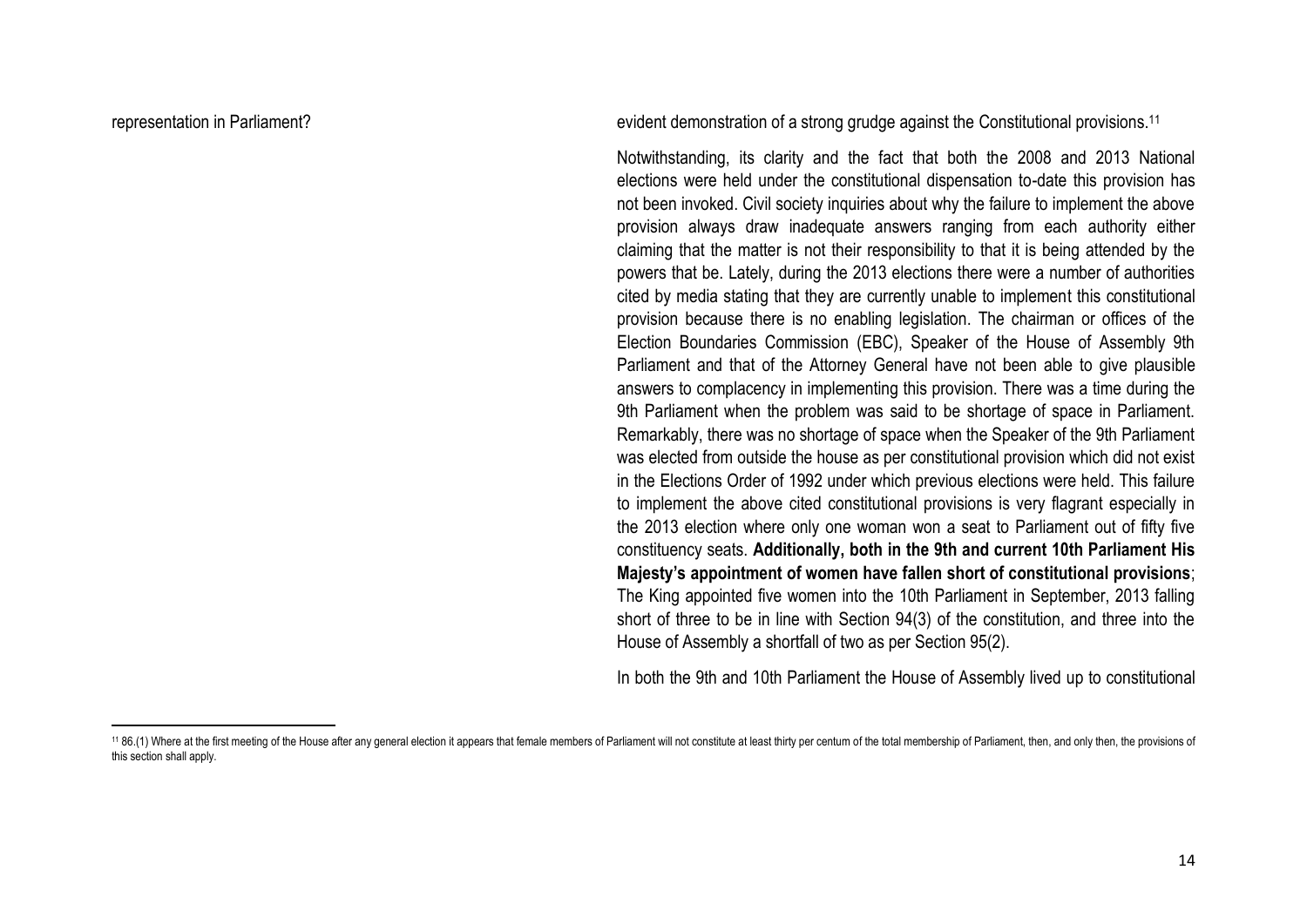representation in Parliament?

evident demonstration of a strong grudge against the Constitutional provisions.[11]

Notwithstanding, its clarity and the fact that both the 2008 and 2013 National elections were held under the constitutional dispensation to-date this provision has not been invoked. Civil society inquiries about why the failure to implement the above provision always draw inadequate answers ranging from each authority either claiming that the matter is not their responsibility to that it is being attended by the powers that be. Lately, during the 2013 elections there were a number of authorities cited by media stating that they are currently unable to implement this constitutional provision because there is no enabling legislation. The chairman or offices of the Election Boundaries Commission (EBC), Speaker of the House of Assembly 9th Parliament and that of the Attorney General have not been able to give plausible answers to complacency in implementing this provision. There was a time during the 9th Parliament when the problem was said to be shortage of space in Parliament. Remarkably, there was no shortage of space when the Speaker of the 9th Parliament was elected from outside the house as per constitutional provision which did not exist in the Elections Order of 1992 under which previous elections were held. This failure to implement the above cited constitutional provisions is very flagrant especially in the 2013 election where only one woman won a seat to Parliament out of fifty five constituency seats. **Additionally, both in the 9th and current 10th Parliament His Majesty's appointment of women have fallen short of constitutional provisions**; The King appointed five women into the 10th Parliament in September, 2013 falling short of three to be in line with Section 94(3) of the constitution, and three into the House of Assembly a shortfall of two as per Section 95(2).

In both the 9th and 10th Parliament the House of Assembly lived up to constitutional

[11] 86.(1) Where at the first meeting of the House after any general election it appears that female members of Parliament will not constitute at least thirty per centum of the total membership of Parliament, then, and only then, the provisions of this section shall apply.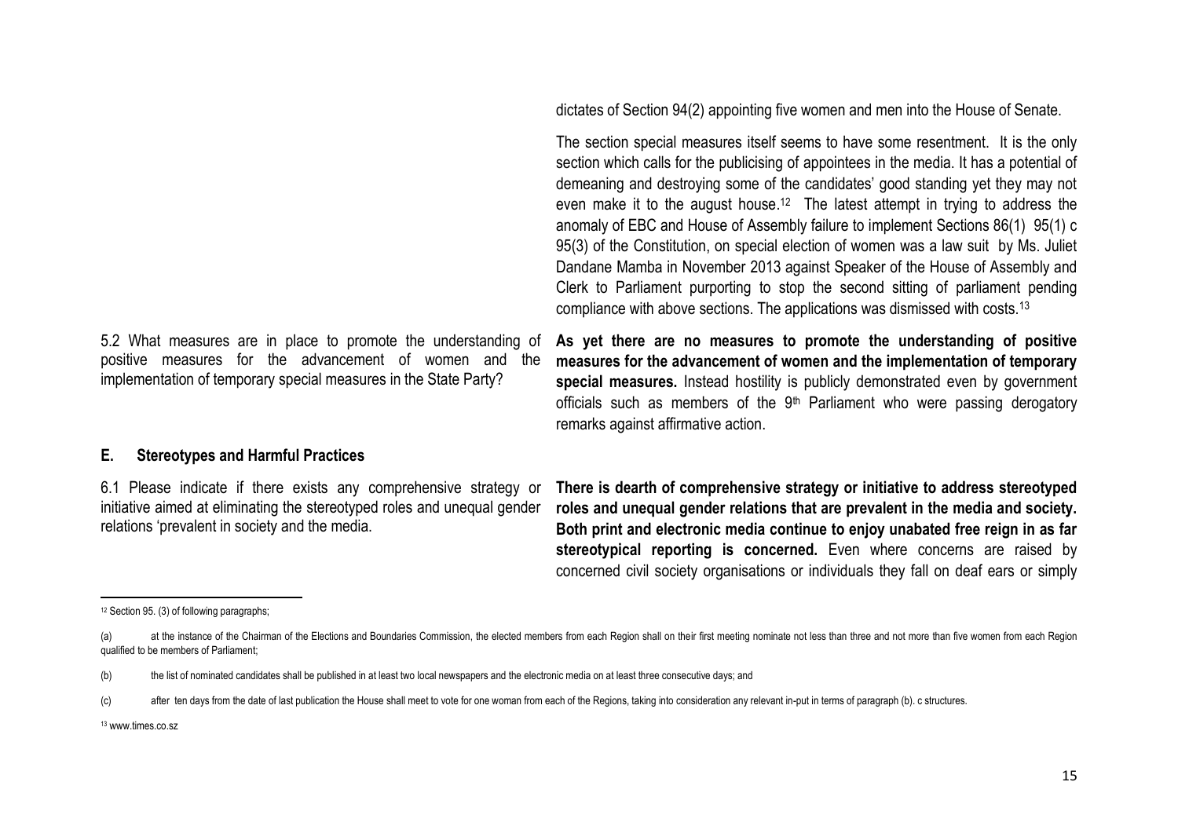dictates of Section 94(2) appointing five women and men into the House of Senate.

The section special measures itself seems to have some resentment. It is the only section which calls for the publicising of appointees in the media. It has a potential of demeaning and destroying some of the candidates' good standing yet they may not even make it to the august house.[12] The latest attempt in trying to address the anomaly of EBC and House of Assembly failure to implement Sections 86(1) 95(1) c 95(3) of the Constitution, on special election of women was a law suit by Ms. Juliet Dandane Mamba in November 2013 against Speaker of the House of Assembly and Clerk to Parliament purporting to stop the second sitting of parliament pending compliance with above sections. The applications was dismissed with costs.[13]

5.2 What measures are in place to promote the understanding of positive measures for the advancement of women and the implementation of temporary special measures in the State Party?

**As yet there are no measures to promote the understanding of positive measures for the advancement of women and the implementation of temporary special measures.** Instead hostility is publicly demonstrated even by government officials such as members of the 9th Parliament who were passing derogatory remarks against affirmative action.

## E. Stereotypes and Harmful Practices

6.1 Please indicate if there exists any comprehensive strategy or initiative aimed at eliminating the stereotyped roles and unequal gender relations 'prevalent in society and the media.

**There is dearth of comprehensive strategy or initiative to address stereotyped roles and unequal gender relations that are prevalent in the media and society. Both print and electronic media continue to enjoy unabated free reign in as far stereotypical reporting is concerned.** Even where concerns are raised by concerned civil society organisations or individuals they fall on deaf ears or simply

---

[12] Section 95. (3) of following paragraphs;

(a) at the instance of the Chairman of the Elections and Boundaries Commission, the elected members from each Region shall on their first meeting nominate not less than three and not more than five women from each Region qualified to be members of Parliament;

(b) the list of nominated candidates shall be published in at least two local newspapers and the electronic media on at least three consecutive days; and

(c) after ten days from the date of last publication the House shall meet to vote for one woman from each of the Regions, taking into consideration any relevant in-put in terms of paragraph (b). c structures.

[13] www.times.co.sz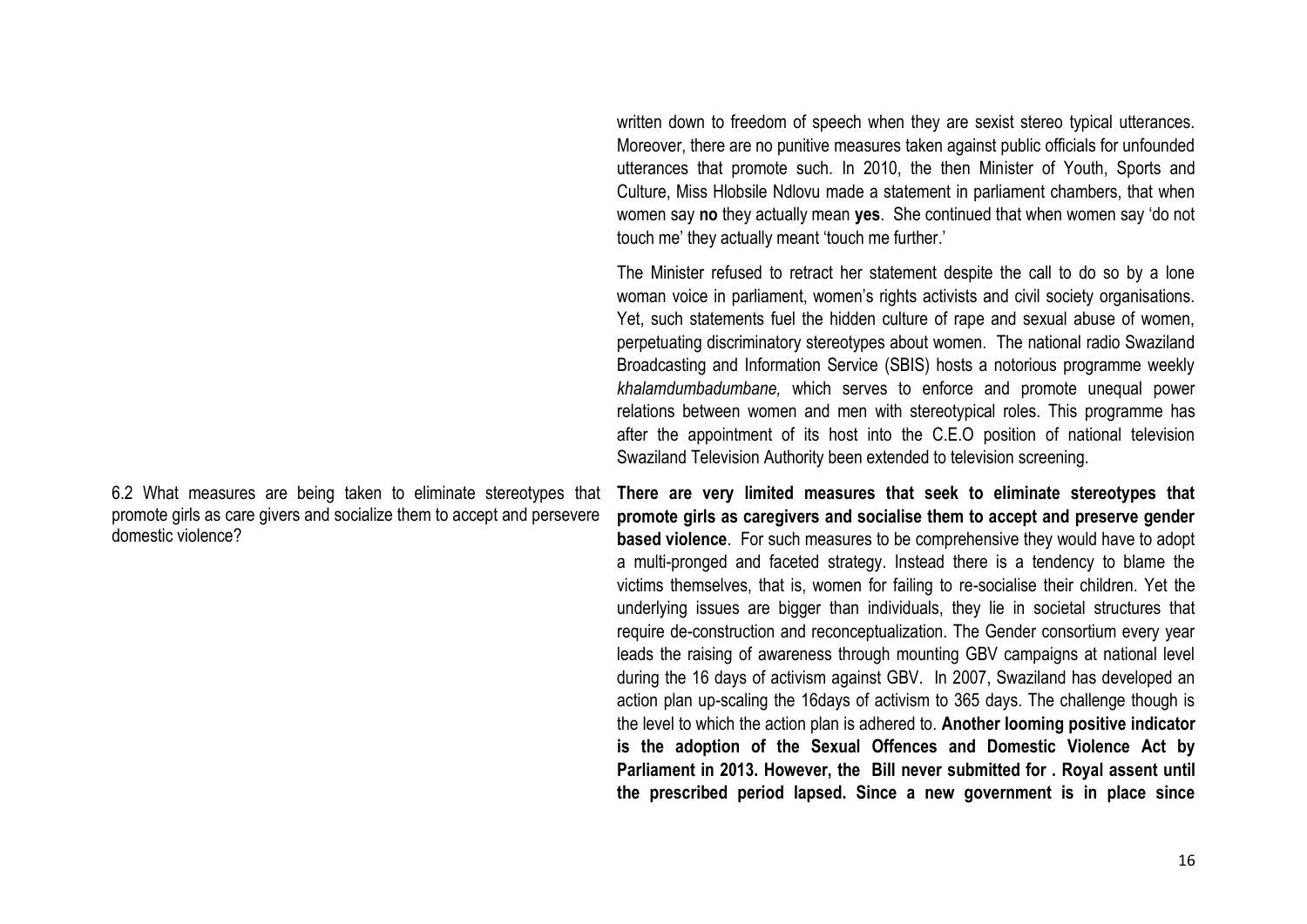written down to freedom of speech when they are sexist stereo typical utterances. Moreover, there are no punitive measures taken against public officials for unfounded utterances that promote such. In 2010, the then Minister of Youth, Sports and Culture, Miss Hlobsile Ndlovu made a statement in parliament chambers, that when women say **no** they actually mean **yes**. She continued that when women say 'do not touch me' they actually meant 'touch me further.'

The Minister refused to retract her statement despite the call to do so by a lone woman voice in parliament, women's rights activists and civil society organisations. Yet, such statements fuel the hidden culture of rape and sexual abuse of women, perpetuating discriminatory stereotypes about women. The national radio Swaziland Broadcasting and Information Service (SBIS) hosts a notorious programme weekly *khalamdumbadumbane,* which serves to enforce and promote unequal power relations between women and men with stereotypical roles. This programme has after the appointment of its host into the C.E.O position of national television Swaziland Television Authority been extended to television screening.

6.2 What measures are being taken to eliminate stereotypes that promote girls as care givers and socialize them to accept and persevere domestic violence?

**There are very limited measures that seek to eliminate stereotypes that promote girls as caregivers and socialise them to accept and preserve gender based violence**. For such measures to be comprehensive they would have to adopt a multi-pronged and faceted strategy. Instead there is a tendency to blame the victims themselves, that is, women for failing to re-socialise their children. Yet the underlying issues are bigger than individuals, they lie in societal structures that require de-construction and reconceptualization. The Gender consortium every year leads the raising of awareness through mounting GBV campaigns at national level during the 16 days of activism against GBV. In 2007, Swaziland has developed an action plan up-scaling the 16days of activism to 365 days. The challenge though is the level to which the action plan is adhered to. **Another looming positive indicator is the adoption of the Sexual Offences and Domestic Violence Act by Parliament in 2013. However, the Bill never submitted for . Royal assent until the prescribed period lapsed. Since a new government is in place since**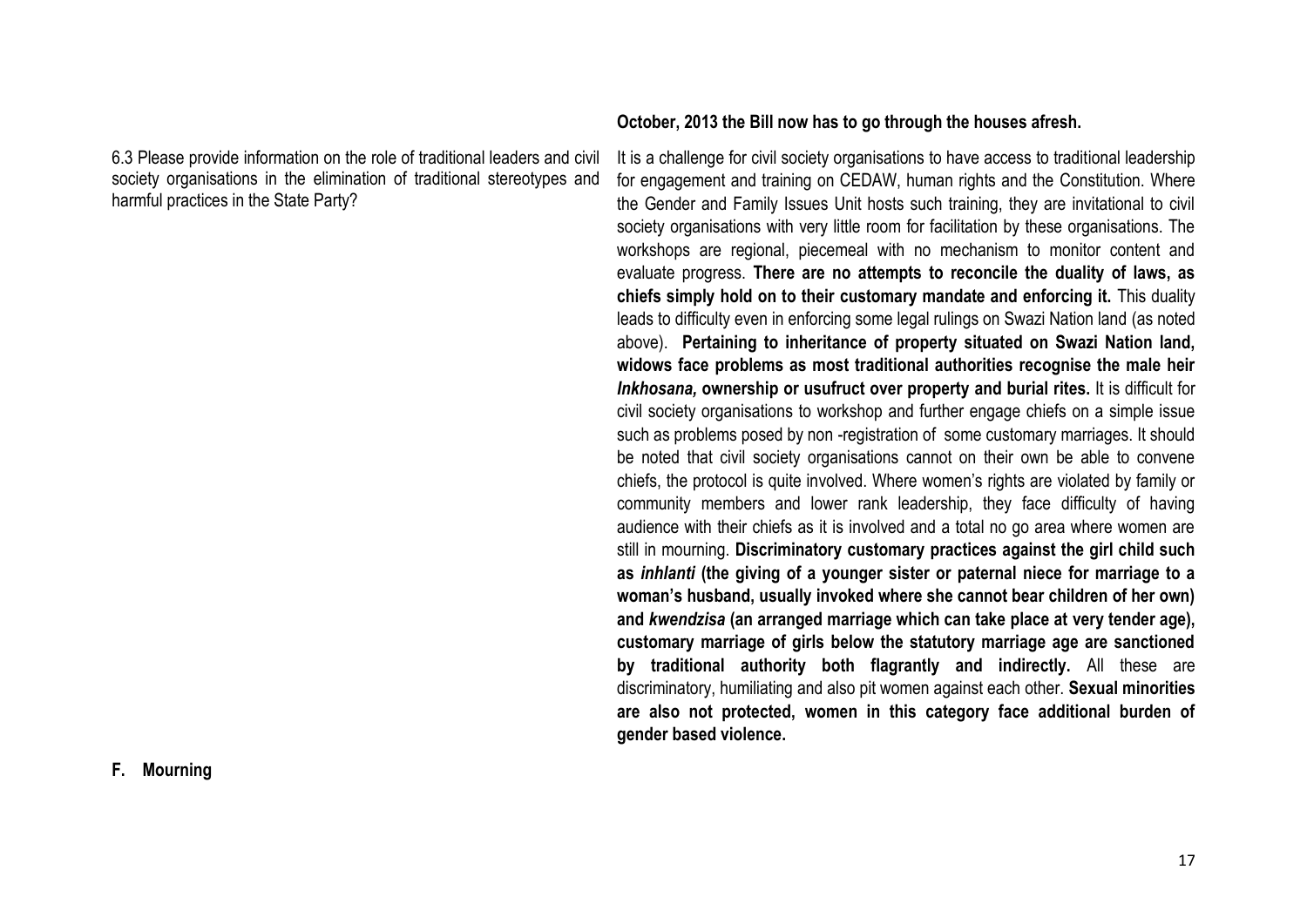**October, 2013 the Bill now has to go through the houses afresh.**

6.3 Please provide information on the role of traditional leaders and civil society organisations in the elimination of traditional stereotypes and harmful practices in the State Party?

It is a challenge for civil society organisations to have access to traditional leadership for engagement and training on CEDAW, human rights and the Constitution. Where the Gender and Family Issues Unit hosts such training, they are invitational to civil society organisations with very little room for facilitation by these organisations. The workshops are regional, piecemeal with no mechanism to monitor content and evaluate progress. **There are no attempts to reconcile the duality of laws, as chiefs simply hold on to their customary mandate and enforcing it.** This duality leads to difficulty even in enforcing some legal rulings on Swazi Nation land (as noted above). **Pertaining to inheritance of property situated on Swazi Nation land, widows face problems as most traditional authorities recognise the male heir *Inkhosana,* ownership or usufruct over property and burial rites.** It is difficult for civil society organisations to workshop and further engage chiefs on a simple issue such as problems posed by non -registration of some customary marriages. It should be noted that civil society organisations cannot on their own be able to convene chiefs, the protocol is quite involved. Where women's rights are violated by family or community members and lower rank leadership, they face difficulty of having audience with their chiefs as it is involved and a total no go area where women are still in mourning. **Discriminatory customary practices against the girl child such as *inhlanti* (the giving of a younger sister or paternal niece for marriage to a woman's husband, usually invoked where she cannot bear children of her own) and *kwendzisa* (an arranged marriage which can take place at very tender age), customary marriage of girls below the statutory marriage age are sanctioned by traditional authority both flagrantly and indirectly.** All these are discriminatory, humiliating and also pit women against each other. **Sexual minorities are also not protected, women in this category face additional burden of gender based violence.**

## F. Mourning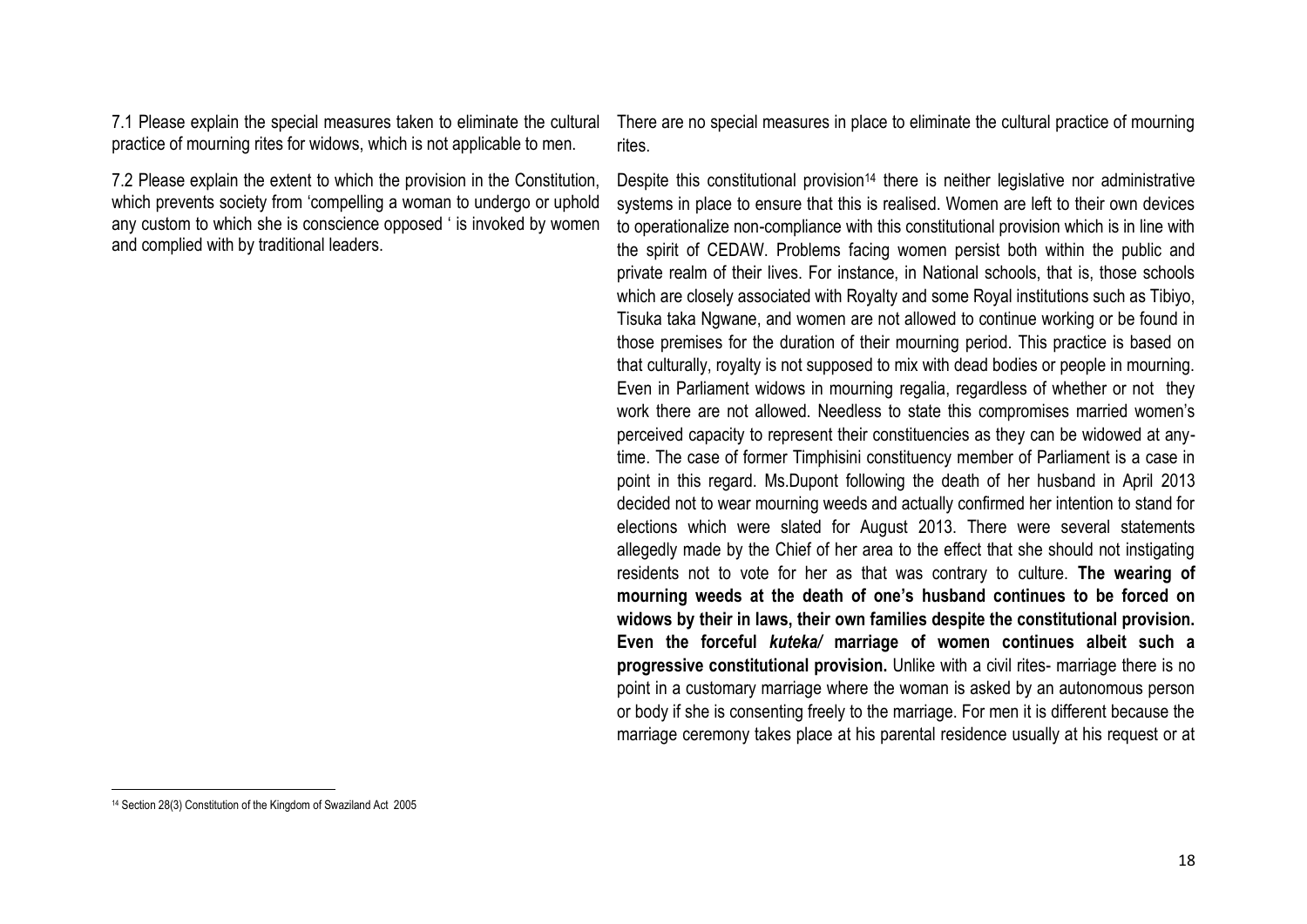| | |
|---|---|
| 7.1 Please explain the special measures taken to eliminate the cultural practice of mourning rites for widows, which is not applicable to men. | There are no special measures in place to eliminate the cultural practice of mourning rites. |
| 7.2 Please explain the extent to which the provision in the Constitution, which prevents society from 'compelling a woman to undergo or uphold any custom to which she is conscience opposed ' is invoked by women and complied with by traditional leaders. | Despite this constitutional provision[14] there is neither legislative nor administrative systems in place to ensure that this is realised. Women are left to their own devices to operationalize non-compliance with this constitutional provision which is in line with the spirit of CEDAW. Problems facing women persist both within the public and private realm of their lives. For instance, in National schools, that is, those schools which are closely associated with Royalty and some Royal institutions such as Tibiyo, Tisuka taka Ngwane, and women are not allowed to continue working or be found in those premises for the duration of their mourning period. This practice is based on that culturally, royalty is not supposed to mix with dead bodies or people in mourning. Even in Parliament widows in mourning regalia, regardless of whether or not they work there are not allowed. Needless to state this compromises married women's perceived capacity to represent their constituencies as they can be widowed at any-time. The case of former Timphisini constituency member of Parliament is a case in point in this regard. Ms.Dupont following the death of her husband in April 2013 decided not to wear mourning weeds and actually confirmed her intention to stand for elections which were slated for August 2013. There were several statements allegedly made by the Chief of her area to the effect that she should not instigating residents not to vote for her as that was contrary to culture. **The wearing of mourning weeds at the death of one's husband continues to be forced on widows by their in laws, their own families despite the constitutional provision. Even the forceful *kuteka/* marriage of women continues albeit such a progressive constitutional provision.** Unlike with a civil rites- marriage there is no point in a customary marriage where the woman is asked by an autonomous person or body if she is consenting freely to the marriage. For men it is different because the marriage ceremony takes place at his parental residence usually at his request or at |

[14] Section 28(3) Constitution of the Kingdom of Swaziland Act 2005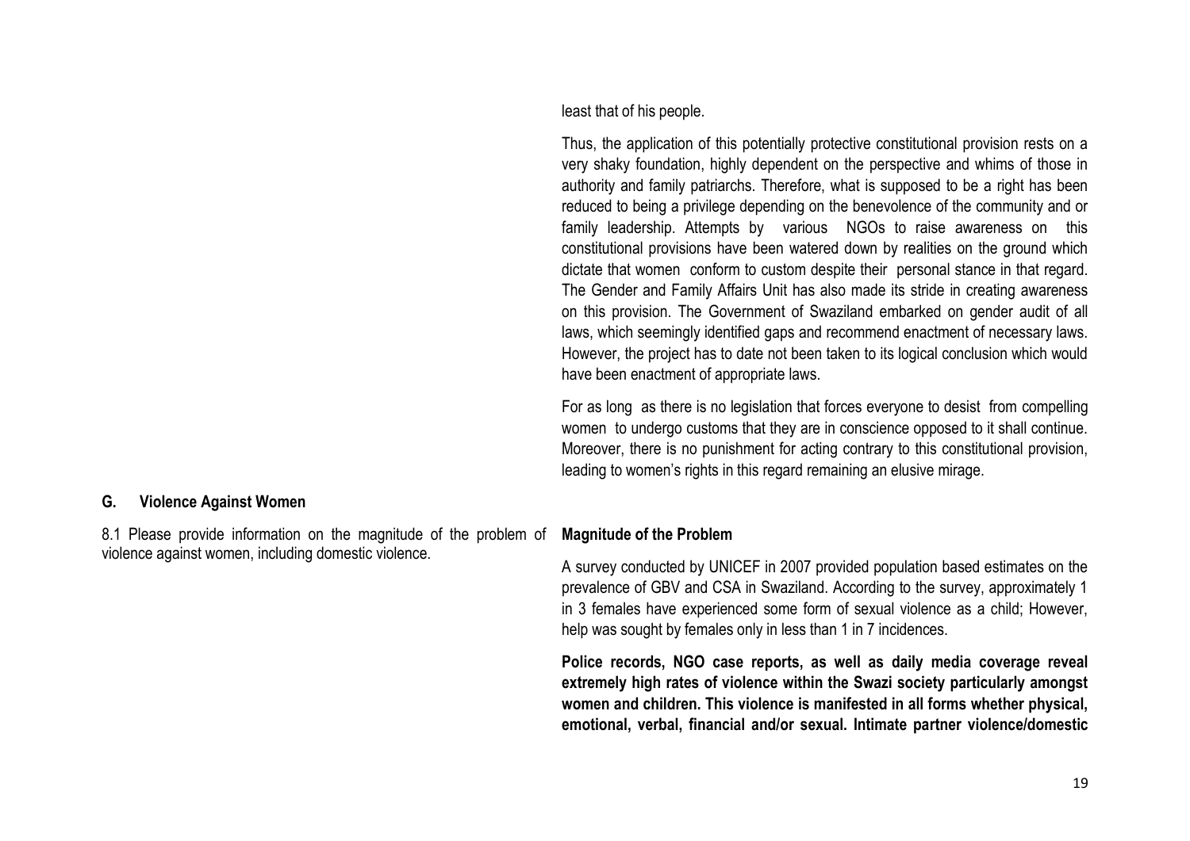least that of his people.

Thus, the application of this potentially protective constitutional provision rests on a very shaky foundation, highly dependent on the perspective and whims of those in authority and family patriarchs. Therefore, what is supposed to be a right has been reduced to being a privilege depending on the benevolence of the community and or family leadership. Attempts by various NGOs to raise awareness on this constitutional provisions have been watered down by realities on the ground which dictate that women conform to custom despite their personal stance in that regard. The Gender and Family Affairs Unit has also made its stride in creating awareness on this provision. The Government of Swaziland embarked on gender audit of all laws, which seemingly identified gaps and recommend enactment of necessary laws. However, the project has to date not been taken to its logical conclusion which would have been enactment of appropriate laws.

For as long as there is no legislation that forces everyone to desist from compelling women to undergo customs that they are in conscience opposed to it shall continue. Moreover, there is no punishment for acting contrary to this constitutional provision, leading to women's rights in this regard remaining an elusive mirage.

## G. Violence Against Women

8.1 Please provide information on the magnitude of the problem of violence against women, including domestic violence.

**Magnitude of the Problem**

A survey conducted by UNICEF in 2007 provided population based estimates on the prevalence of GBV and CSA in Swaziland. According to the survey, approximately 1 in 3 females have experienced some form of sexual violence as a child; However, help was sought by females only in less than 1 in 7 incidences.

**Police records, NGO case reports, as well as daily media coverage reveal extremely high rates of violence within the Swazi society particularly amongst women and children. This violence is manifested in all forms whether physical, emotional, verbal, financial and/or sexual. Intimate partner violence/domestic**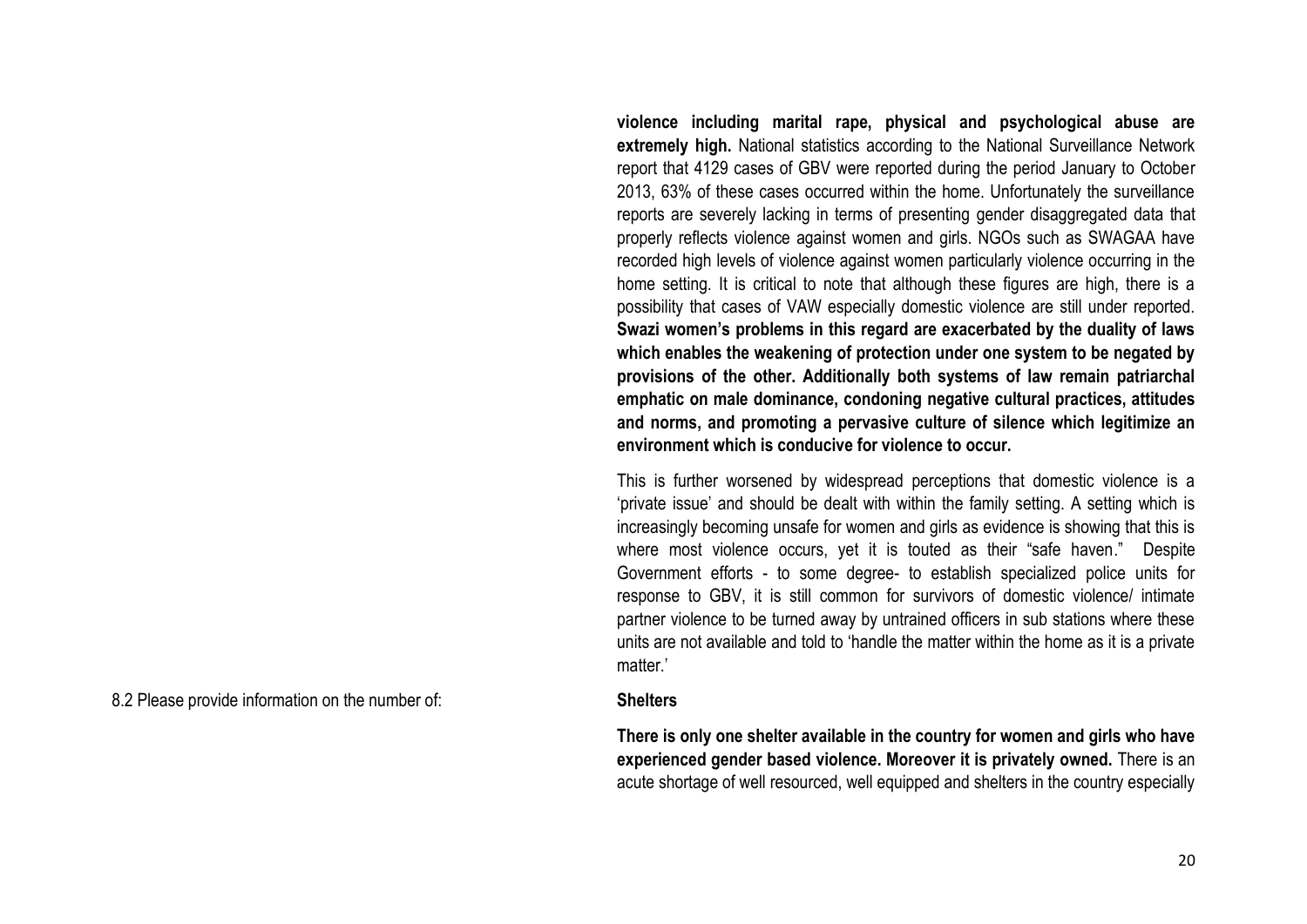**violence including marital rape, physical and psychological abuse are extremely high.** National statistics according to the National Surveillance Network report that 4129 cases of GBV were reported during the period January to October 2013, 63% of these cases occurred within the home. Unfortunately the surveillance reports are severely lacking in terms of presenting gender disaggregated data that properly reflects violence against women and girls. NGOs such as SWAGAA have recorded high levels of violence against women particularly violence occurring in the home setting. It is critical to note that although these figures are high, there is a possibility that cases of VAW especially domestic violence are still under reported. **Swazi women's problems in this regard are exacerbated by the duality of laws which enables the weakening of protection under one system to be negated by provisions of the other. Additionally both systems of law remain patriarchal emphatic on male dominance, condoning negative cultural practices, attitudes and norms, and promoting a pervasive culture of silence which legitimize an environment which is conducive for violence to occur.**

This is further worsened by widespread perceptions that domestic violence is a 'private issue' and should be dealt with within the family setting. A setting which is increasingly becoming unsafe for women and girls as evidence is showing that this is where most violence occurs, yet it is touted as their "safe haven." Despite Government efforts - to some degree- to establish specialized police units for response to GBV, it is still common for survivors of domestic violence/ intimate partner violence to be turned away by untrained officers in sub stations where these units are not available and told to 'handle the matter within the home as it is a private matter.'

8.2 Please provide information on the number of:

**Shelters**

**There is only one shelter available in the country for women and girls who have experienced gender based violence. Moreover it is privately owned.** There is an acute shortage of well resourced, well equipped and shelters in the country especially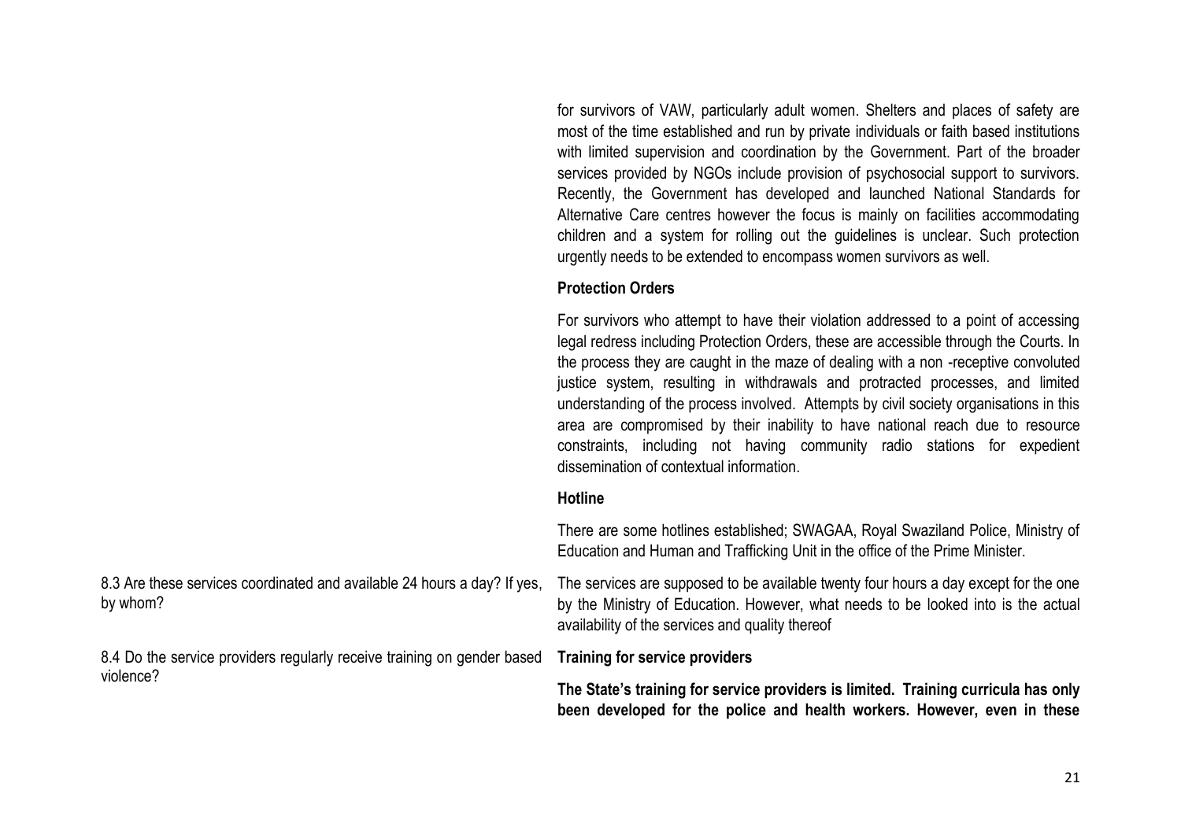for survivors of VAW, particularly adult women. Shelters and places of safety are most of the time established and run by private individuals or faith based institutions with limited supervision and coordination by the Government. Part of the broader services provided by NGOs include provision of psychosocial support to survivors. Recently, the Government has developed and launched National Standards for Alternative Care centres however the focus is mainly on facilities accommodating children and a system for rolling out the guidelines is unclear. Such protection urgently needs to be extended to encompass women survivors as well.

**Protection Orders**

For survivors who attempt to have their violation addressed to a point of accessing legal redress including Protection Orders, these are accessible through the Courts. In the process they are caught in the maze of dealing with a non -receptive convoluted justice system, resulting in withdrawals and protracted processes, and limited understanding of the process involved. Attempts by civil society organisations in this area are compromised by their inability to have national reach due to resource constraints, including not having community radio stations for expedient dissemination of contextual information.

**Hotline**

There are some hotlines established; SWAGAA, Royal Swaziland Police, Ministry of Education and Human and Trafficking Unit in the office of the Prime Minister.

8.3 Are these services coordinated and available 24 hours a day? If yes, by whom?

The services are supposed to be available twenty four hours a day except for the one by the Ministry of Education. However, what needs to be looked into is the actual availability of the services and quality thereof

8.4 Do the service providers regularly receive training on gender based violence?

**Training for service providers**

**The State's training for service providers is limited. Training curricula has only been developed for the police and health workers. However, even in these**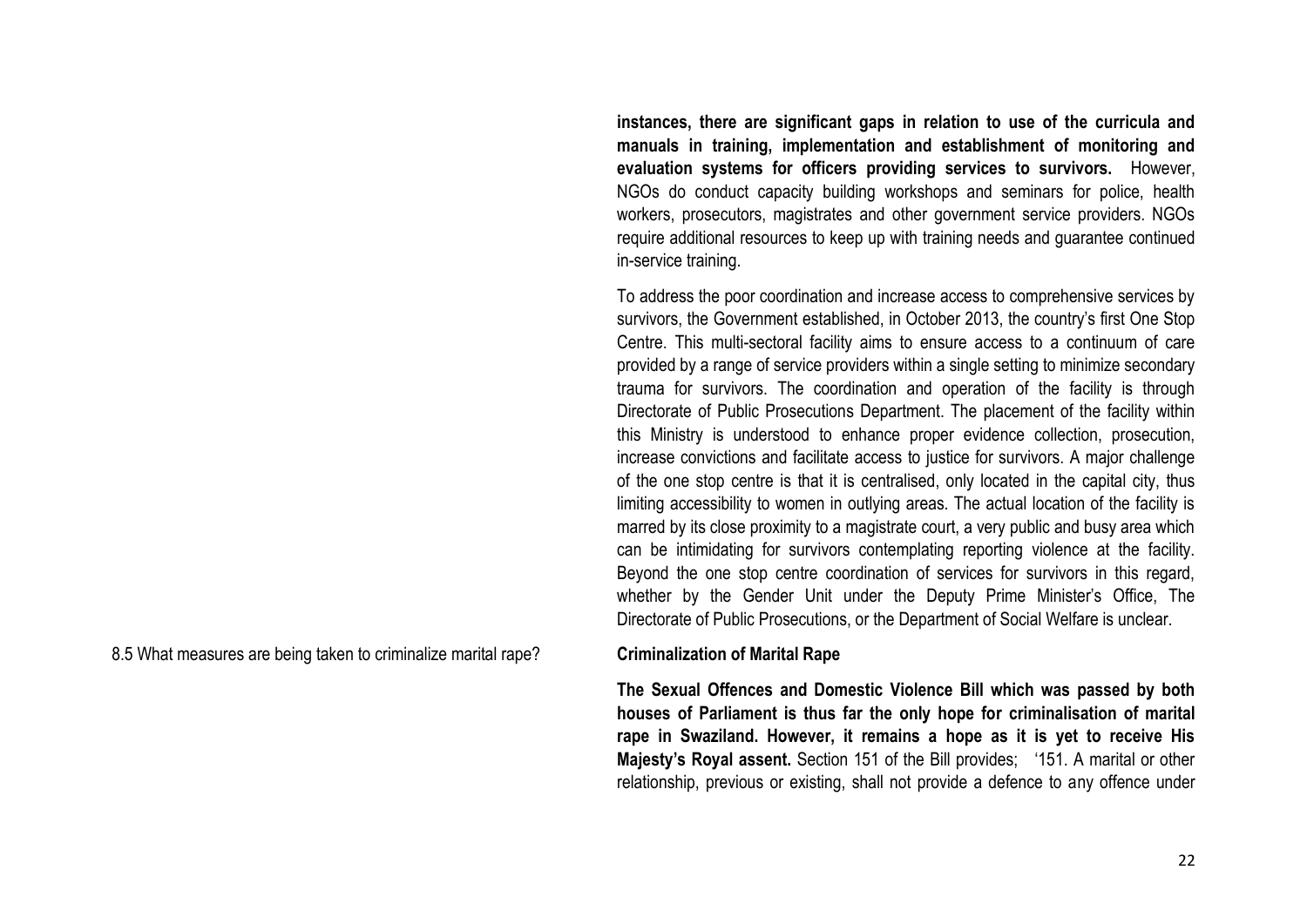**instances, there are significant gaps in relation to use of the curricula and manuals in training, implementation and establishment of monitoring and evaluation systems for officers providing services to survivors.** However, NGOs do conduct capacity building workshops and seminars for police, health workers, prosecutors, magistrates and other government service providers. NGOs require additional resources to keep up with training needs and guarantee continued in-service training.

To address the poor coordination and increase access to comprehensive services by survivors, the Government established, in October 2013, the country's first One Stop Centre. This multi-sectoral facility aims to ensure access to a continuum of care provided by a range of service providers within a single setting to minimize secondary trauma for survivors. The coordination and operation of the facility is through Directorate of Public Prosecutions Department. The placement of the facility within this Ministry is understood to enhance proper evidence collection, prosecution, increase convictions and facilitate access to justice for survivors. A major challenge of the one stop centre is that it is centralised, only located in the capital city, thus limiting accessibility to women in outlying areas. The actual location of the facility is marred by its close proximity to a magistrate court, a very public and busy area which can be intimidating for survivors contemplating reporting violence at the facility. Beyond the one stop centre coordination of services for survivors in this regard, whether by the Gender Unit under the Deputy Prime Minister's Office, The Directorate of Public Prosecutions, or the Department of Social Welfare is unclear.

8.5 What measures are being taken to criminalize marital rape?

**Criminalization of Marital Rape**

**The Sexual Offences and Domestic Violence Bill which was passed by both houses of Parliament is thus far the only hope for criminalisation of marital rape in Swaziland. However, it remains a hope as it is yet to receive His Majesty's Royal assent.** Section 151 of the Bill provides; '151. A marital or other relationship, previous or existing, shall not provide a defence to any offence under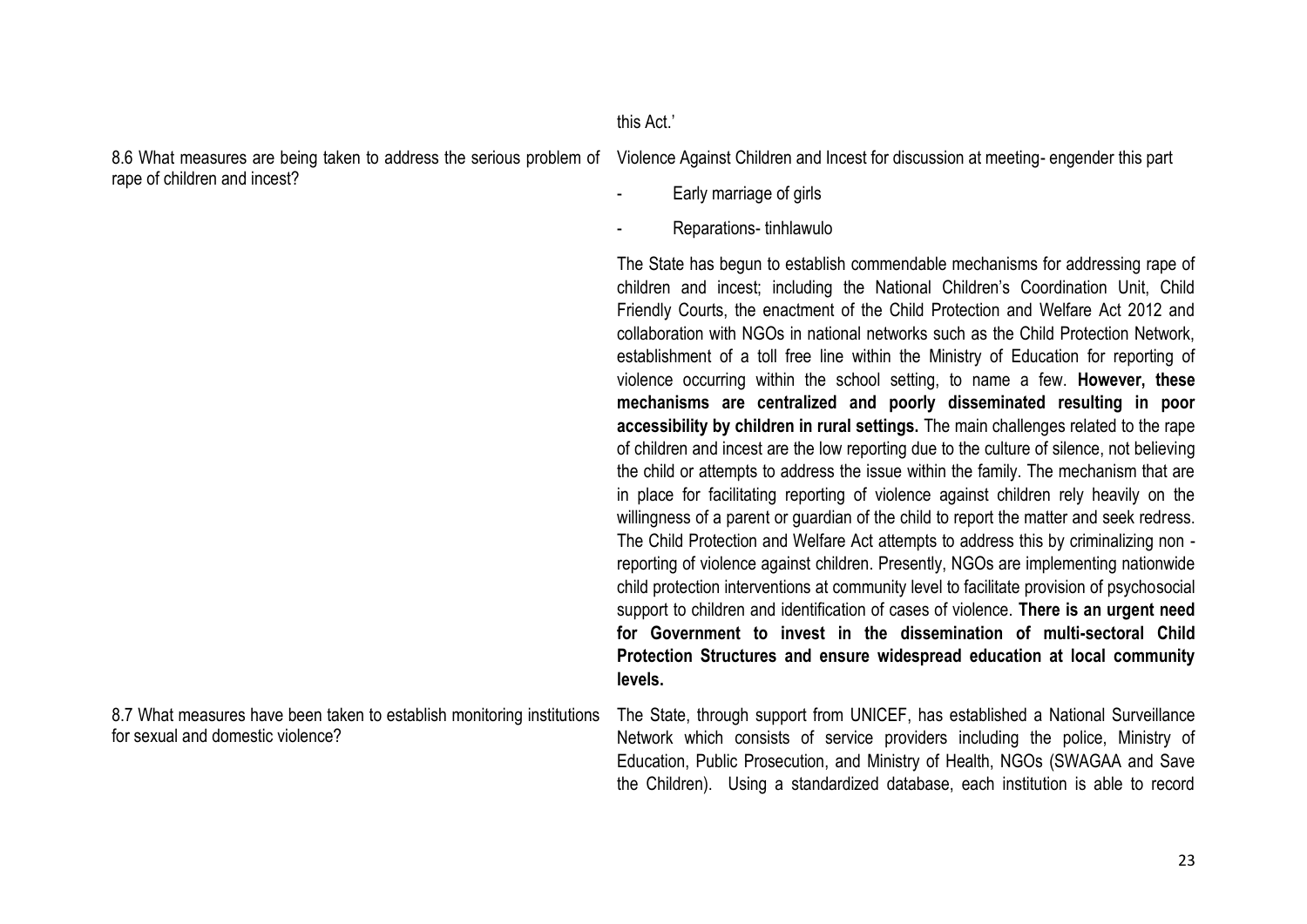| | |
|---|---|
| | this Act.' |
| 8.6 What measures are being taken to address the serious problem of rape of children and incest? | Violence Against Children and Incest for discussion at meeting- engender this part<br><br>- Early marriage of girls<br>- Reparations- tinhlawulo<br><br>The State has begun to establish commendable mechanisms for addressing rape of children and incest; including the National Children's Coordination Unit, Child Friendly Courts, the enactment of the Child Protection and Welfare Act 2012 and collaboration with NGOs in national networks such as the Child Protection Network, establishment of a toll free line within the Ministry of Education for reporting of violence occurring within the school setting, to name a few. **However, these mechanisms are centralized and poorly disseminated resulting in poor accessibility by children in rural settings.** The main challenges related to the rape of children and incest are the low reporting due to the culture of silence, not believing the child or attempts to address the issue within the family. The mechanism that are in place for facilitating reporting of violence against children rely heavily on the willingness of a parent or guardian of the child to report the matter and seek redress. The Child Protection and Welfare Act attempts to address this by criminalizing non - reporting of violence against children. Presently, NGOs are implementing nationwide child protection interventions at community level to facilitate provision of psychosocial support to children and identification of cases of violence. **There is an urgent need for Government to invest in the dissemination of multi-sectoral Child Protection Structures and ensure widespread education at local community levels.** |
| 8.7 What measures have been taken to establish monitoring institutions for sexual and domestic violence? | The State, through support from UNICEF, has established a National Surveillance Network which consists of service providers including the police, Ministry of Education, Public Prosecution, and Ministry of Health, NGOs (SWAGAA and Save the Children). Using a standardized database, each institution is able to record |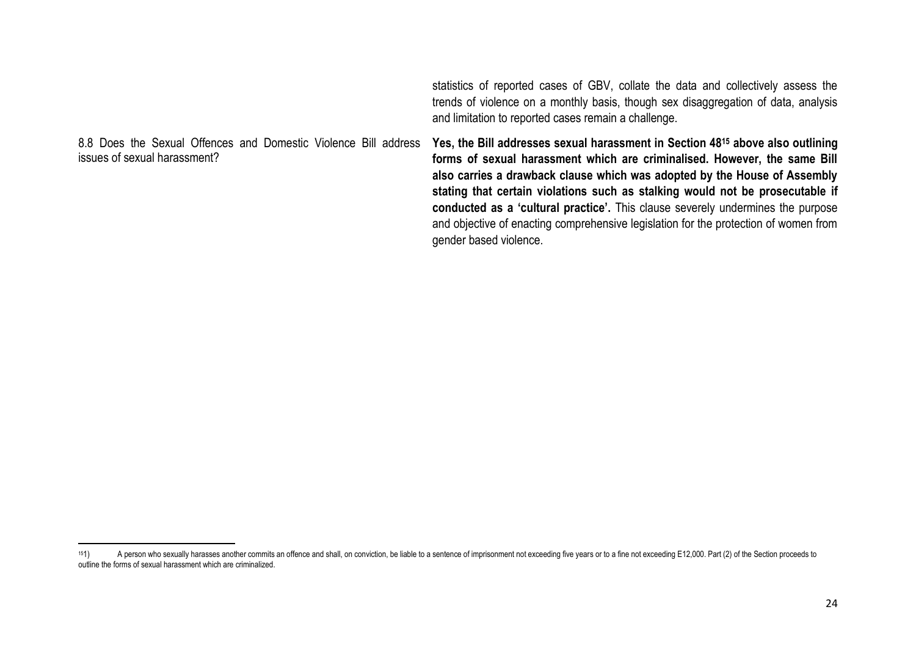| | |
|---|---|
| | statistics of reported cases of GBV, collate the data and collectively assess the trends of violence on a monthly basis, though sex disaggregation of data, analysis and limitation to reported cases remain a challenge. |
| 8.8 Does the Sexual Offences and Domestic Violence Bill address issues of sexual harassment? | **Yes, the Bill addresses sexual harassment in Section 48[15] above also outlining forms of sexual harassment which are criminalised. However, the same Bill also carries a drawback clause which was adopted by the House of Assembly stating that certain violations such as stalking would not be prosecutable if conducted as a 'cultural practice'.** This clause severely undermines the purpose and objective of enacting comprehensive legislation for the protection of women from gender based violence. |

[15]1) A person who sexually harasses another commits an offence and shall, on conviction, be liable to a sentence of imprisonment not exceeding five years or to a fine not exceeding E12,000. Part (2) of the Section proceeds to outline the forms of sexual harassment which are criminalized.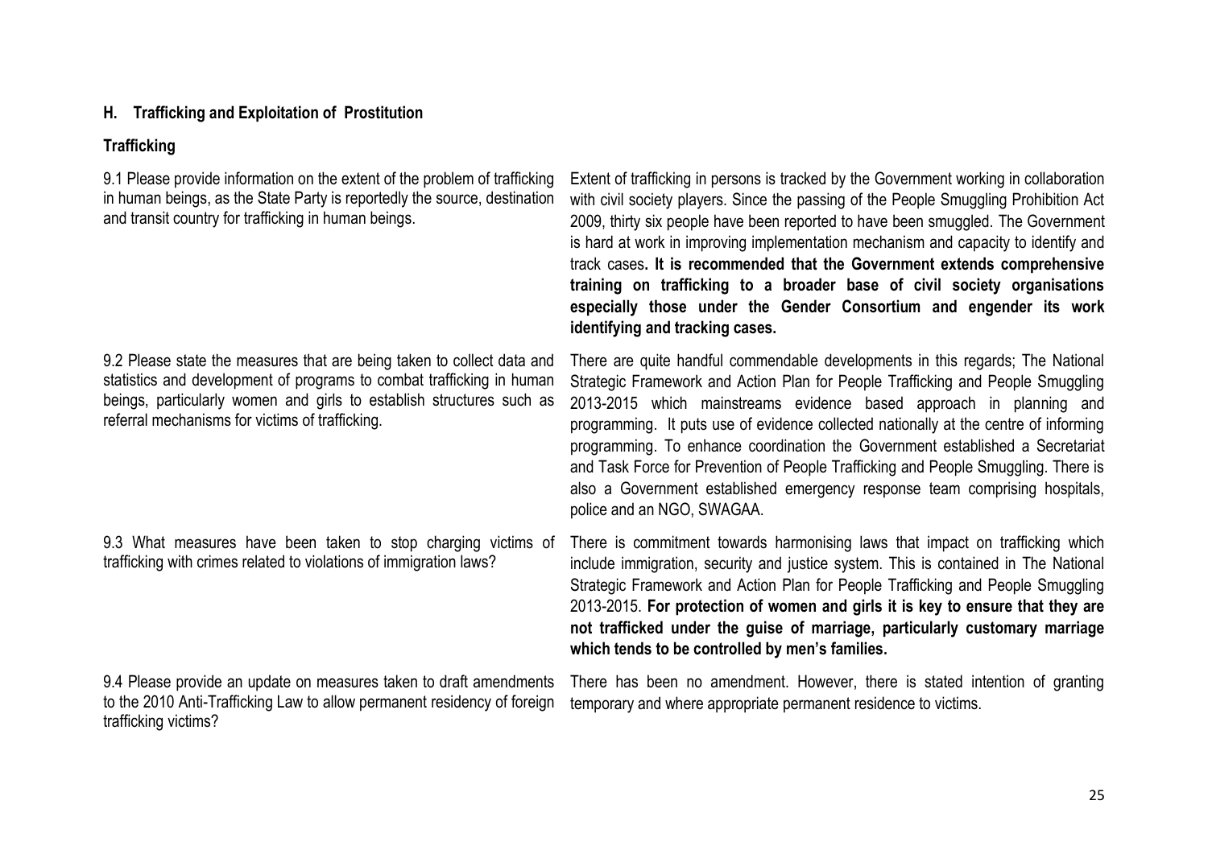## H. Trafficking and Exploitation of Prostitution

### Trafficking

| | |
|---|---|
| 9.1 Please provide information on the extent of the problem of trafficking in human beings, as the State Party is reportedly the source, destination and transit country for trafficking in human beings. | Extent of trafficking in persons is tracked by the Government working in collaboration with civil society players. Since the passing of the People Smuggling Prohibition Act 2009, thirty six people have been reported to have been smuggled. The Government is hard at work in improving implementation mechanism and capacity to identify and track cases**. It is recommended that the Government extends comprehensive training on trafficking to a broader base of civil society organisations especially those under the Gender Consortium and engender its work identifying and tracking cases.** |
| 9.2 Please state the measures that are being taken to collect data and statistics and development of programs to combat trafficking in human beings, particularly women and girls to establish structures such as referral mechanisms for victims of trafficking. | There are quite handful commendable developments in this regards; The National Strategic Framework and Action Plan for People Trafficking and People Smuggling 2013-2015 which mainstreams evidence based approach in planning and programming. It puts use of evidence collected nationally at the centre of informing programming. To enhance coordination the Government established a Secretariat and Task Force for Prevention of People Trafficking and People Smuggling. There is also a Government established emergency response team comprising hospitals, police and an NGO, SWAGAA. |
| 9.3 What measures have been taken to stop charging victims of trafficking with crimes related to violations of immigration laws? | There is commitment towards harmonising laws that impact on trafficking which include immigration, security and justice system. This is contained in The National Strategic Framework and Action Plan for People Trafficking and People Smuggling 2013-2015. **For protection of women and girls it is key to ensure that they are not trafficked under the guise of marriage, particularly customary marriage which tends to be controlled by men's families.** |
| 9.4 Please provide an update on measures taken to draft amendments to the 2010 Anti-Trafficking Law to allow permanent residency of foreign trafficking victims? | There has been no amendment. However, there is stated intention of granting temporary and where appropriate permanent residence to victims. |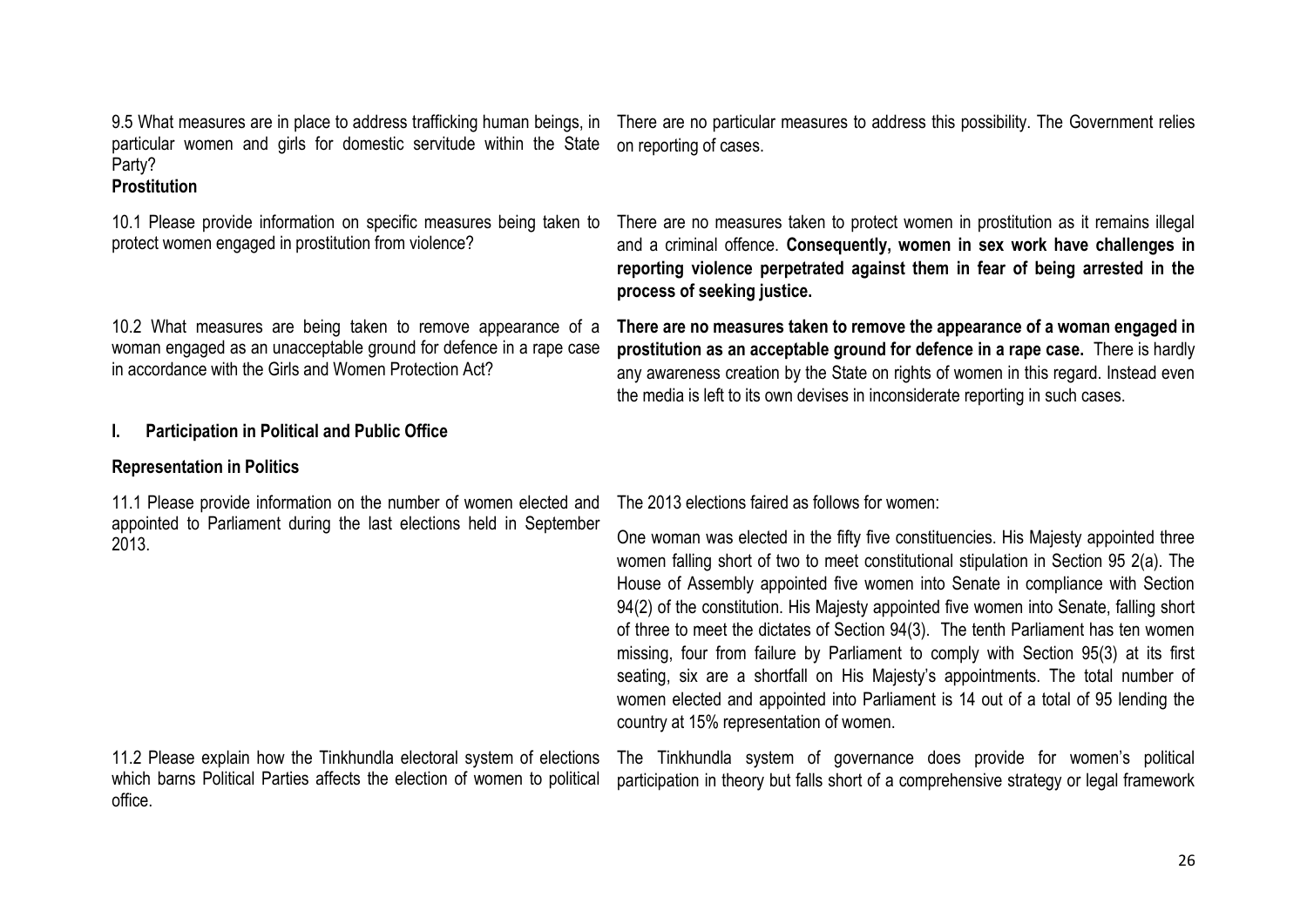| | |
|---|---|
| 9.5 What measures are in place to address trafficking human beings, in particular women and girls for domestic servitude within the State Party? | There are no particular measures to address this possibility. The Government relies on reporting of cases. |
| **Prostitution** | |
| 10.1 Please provide information on specific measures being taken to protect women engaged in prostitution from violence? | There are no measures taken to protect women in prostitution as it remains illegal and a criminal offence. **Consequently, women in sex work have challenges in reporting violence perpetrated against them in fear of being arrested in the process of seeking justice.** |
| 10.2 What measures are being taken to remove appearance of a woman engaged as an unacceptable ground for defence in a rape case in accordance with the Girls and Women Protection Act? | **There are no measures taken to remove the appearance of a woman engaged in prostitution as an acceptable ground for defence in a rape case.** There is hardly any awareness creation by the State on rights of women in this regard. Instead even the media is left to its own devises in inconsiderate reporting in such cases. |

## I. Participation in Political and Public Office

### Representation in Politics

| | |
|---|---|
| 11.1 Please provide information on the number of women elected and appointed to Parliament during the last elections held in September 2013. | The 2013 elections faired as follows for women:<br><br>One woman was elected in the fifty five constituencies. His Majesty appointed three women falling short of two to meet constitutional stipulation in Section 95 2(a). The House of Assembly appointed five women into Senate in compliance with Section 94(2) of the constitution. His Majesty appointed five women into Senate, falling short of three to meet the dictates of Section 94(3). The tenth Parliament has ten women missing, four from failure by Parliament to comply with Section 95(3) at its first seating, six are a shortfall on His Majesty's appointments. The total number of women elected and appointed into Parliament is 14 out of a total of 95 lending the country at 15% representation of women. |
| 11.2 Please explain how the Tinkhundla electoral system of elections which barns Political Parties affects the election of women to political office. | The Tinkhundla system of governance does provide for women's political participation in theory but falls short of a comprehensive strategy or legal framework |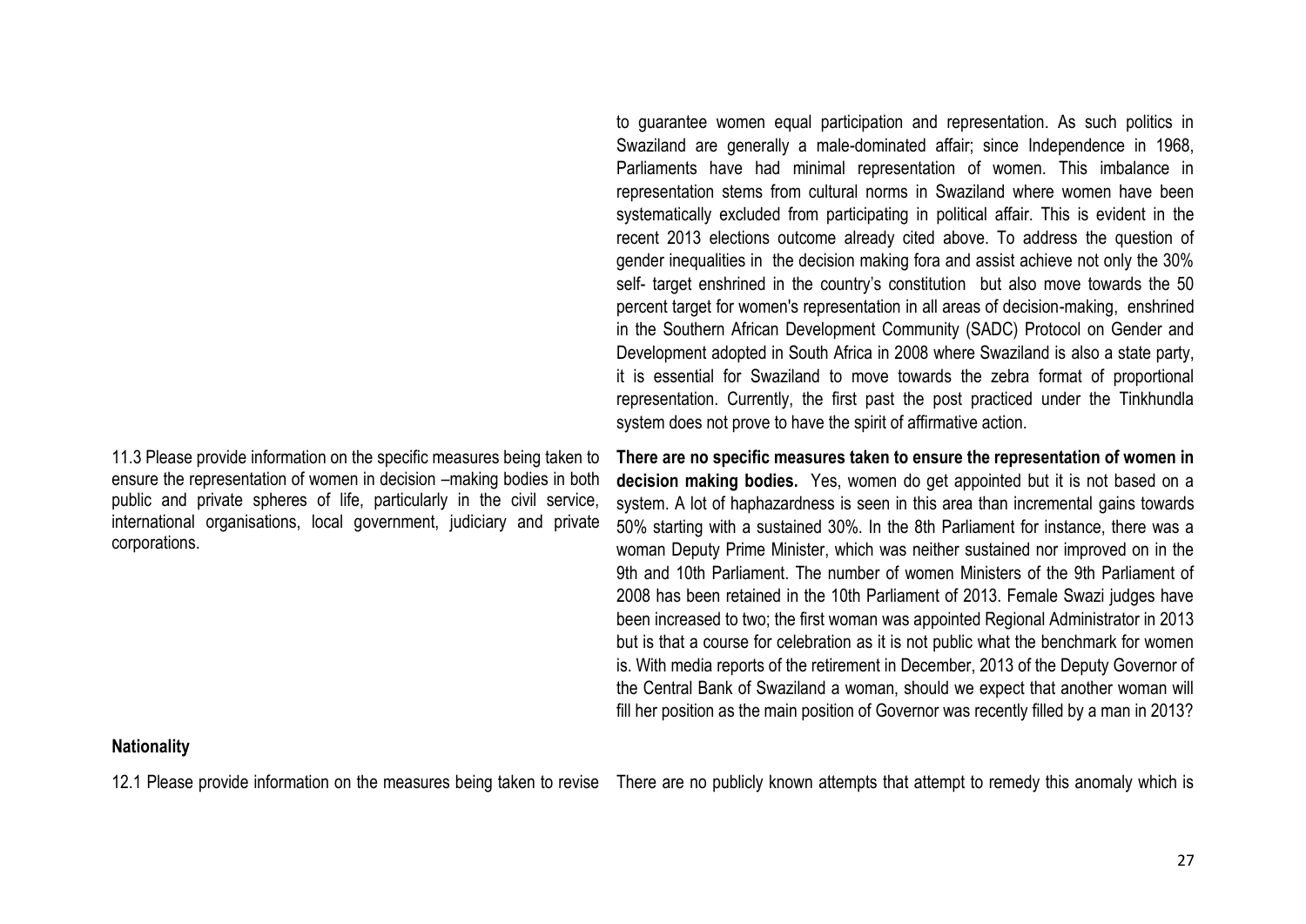| | |
|---|---|
| | to guarantee women equal participation and representation. As such politics in Swaziland are generally a male-dominated affair; since Independence in 1968, Parliaments have had minimal representation of women. This imbalance in representation stems from cultural norms in Swaziland where women have been systematically excluded from participating in political affair. This is evident in the recent 2013 elections outcome already cited above. To address the question of gender inequalities in the decision making fora and assist achieve not only the 30% self- target enshrined in the country's constitution but also move towards the 50 percent target for women's representation in all areas of decision-making, enshrined in the Southern African Development Community (SADC) Protocol on Gender and Development adopted in South Africa in 2008 where Swaziland is also a state party, it is essential for Swaziland to move towards the zebra format of proportional representation. Currently, the first past the post practiced under the Tinkhundla system does not prove to have the spirit of affirmative action. |
| 11.3 Please provide information on the specific measures being taken to ensure the representation of women in decision –making bodies in both public and private spheres of life, particularly in the civil service, international organisations, local government, judiciary and private corporations. | **There are no specific measures taken to ensure the representation of women in decision making bodies.** Yes, women do get appointed but it is not based on a system. A lot of haphazardness is seen in this area than incremental gains towards 50% starting with a sustained 30%. In the 8th Parliament for instance, there was a woman Deputy Prime Minister, which was neither sustained nor improved on in the 9th and 10th Parliament. The number of women Ministers of the 9th Parliament of 2008 has been retained in the 10th Parliament of 2013. Female Swazi judges have been increased to two; the first woman was appointed Regional Administrator in 2013 but is that a course for celebration as it is not public what the benchmark for women is. With media reports of the retirement in December, 2013 of the Deputy Governor of the Central Bank of Swaziland a woman, should we expect that another woman will fill her position as the main position of Governor was recently filled by a man in 2013? |

**Nationality**

| | |
|---|---|
| 12.1 Please provide information on the measures being taken to revise | There are no publicly known attempts that attempt to remedy this anomaly which is |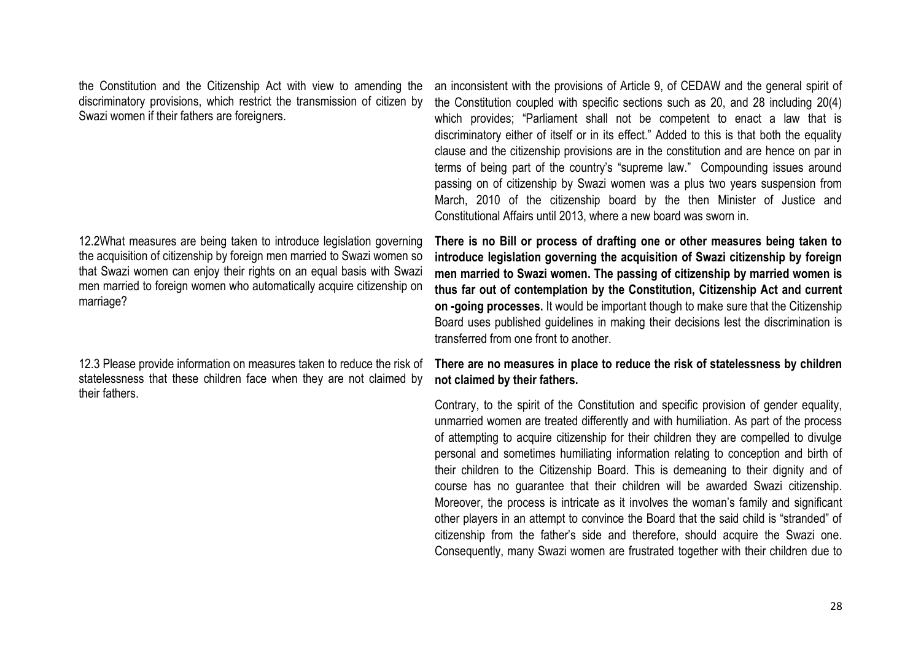| | |
|---|---|
| the Constitution and the Citizenship Act with view to amending the discriminatory provisions, which restrict the transmission of citizen by Swazi women if their fathers are foreigners. | an inconsistent with the provisions of Article 9, of CEDAW and the general spirit of the Constitution coupled with specific sections such as 20, and 28 including 20(4) which provides; "Parliament shall not be competent to enact a law that is discriminatory either of itself or in its effect." Added to this is that both the equality clause and the citizenship provisions are in the constitution and are hence on par in terms of being part of the country's "supreme law." Compounding issues around passing on of citizenship by Swazi women was a plus two years suspension from March, 2010 of the citizenship board by the then Minister of Justice and Constitutional Affairs until 2013, where a new board was sworn in. |
| 12.2What measures are being taken to introduce legislation governing the acquisition of citizenship by foreign men married to Swazi women so that Swazi women can enjoy their rights on an equal basis with Swazi men married to foreign women who automatically acquire citizenship on marriage? | **There is no Bill or process of drafting one or other measures being taken to introduce legislation governing the acquisition of Swazi citizenship by foreign men married to Swazi women. The passing of citizenship by married women is thus far out of contemplation by the Constitution, Citizenship Act and current on -going processes.** It would be important though to make sure that the Citizenship Board uses published guidelines in making their decisions lest the discrimination is transferred from one front to another. |
| 12.3 Please provide information on measures taken to reduce the risk of statelessness that these children face when they are not claimed by their fathers. | **There are no measures in place to reduce the risk of statelessness by children not claimed by their fathers.**<br><br>Contrary, to the spirit of the Constitution and specific provision of gender equality, unmarried women are treated differently and with humiliation. As part of the process of attempting to acquire citizenship for their children they are compelled to divulge personal and sometimes humiliating information relating to conception and birth of their children to the Citizenship Board. This is demeaning to their dignity and of course has no guarantee that their children will be awarded Swazi citizenship. Moreover, the process is intricate as it involves the woman's family and significant other players in an attempt to convince the Board that the said child is "stranded" of citizenship from the father's side and therefore, should acquire the Swazi one. Consequently, many Swazi women are frustrated together with their children due to |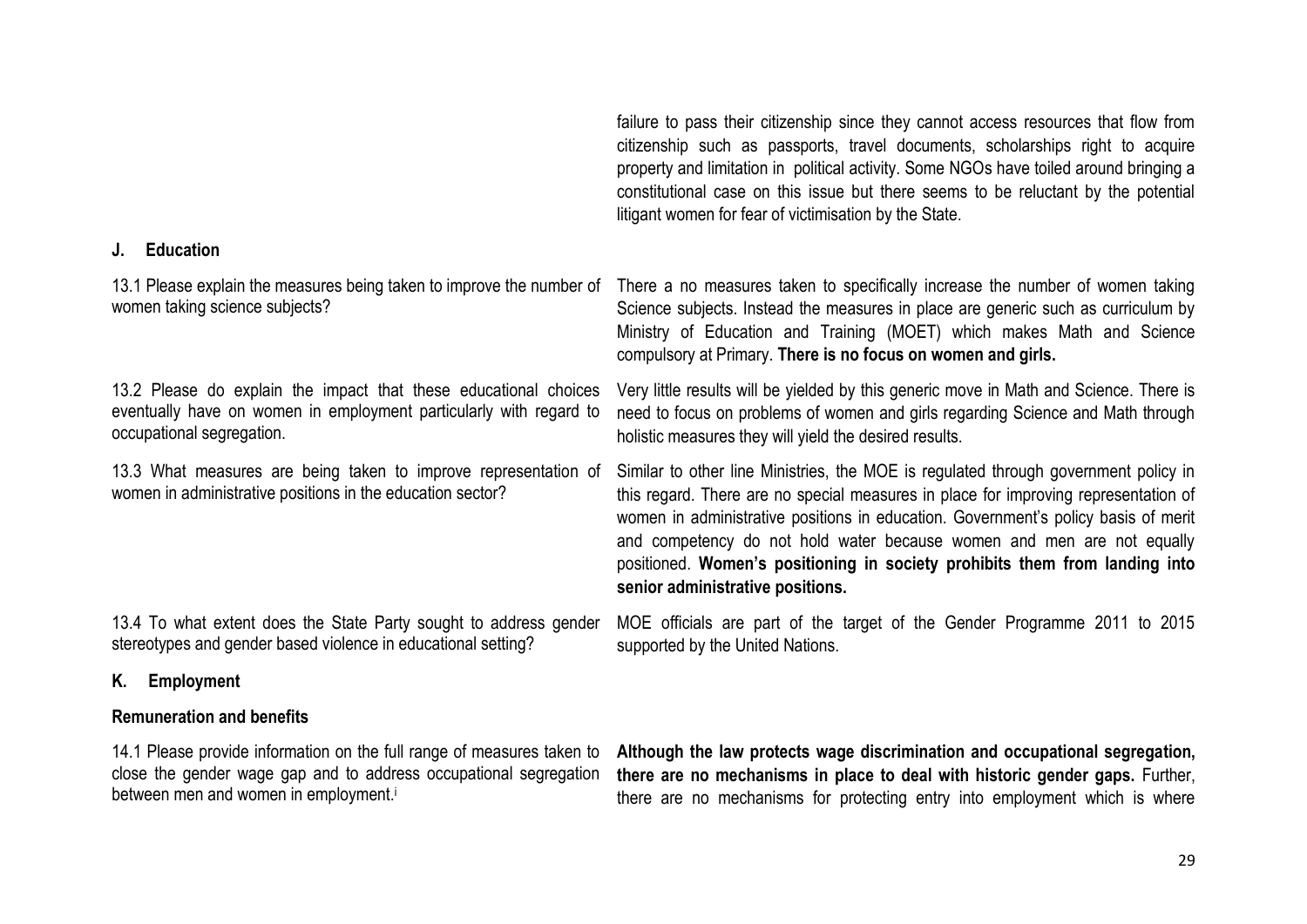| | |
|---|---|
| | failure to pass their citizenship since they cannot access resources that flow from citizenship such as passports, travel documents, scholarships right to acquire property and limitation in political activity. Some NGOs have toiled around bringing a constitutional case on this issue but there seems to be reluctant by the potential litigant women for fear of victimisation by the State. |
| **J. Education** | |
| 13.1 Please explain the measures being taken to improve the number of women taking science subjects? | There a no measures taken to specifically increase the number of women taking Science subjects. Instead the measures in place are generic such as curriculum by Ministry of Education and Training (MOET) which makes Math and Science compulsory at Primary. **There is no focus on women and girls.** |
| 13.2 Please do explain the impact that these educational choices eventually have on women in employment particularly with regard to occupational segregation. | Very little results will be yielded by this generic move in Math and Science. There is need to focus on problems of women and girls regarding Science and Math through holistic measures they will yield the desired results. |
| 13.3 What measures are being taken to improve representation of women in administrative positions in the education sector? | Similar to other line Ministries, the MOE is regulated through government policy in this regard. There are no special measures in place for improving representation of women in administrative positions in education. Government's policy basis of merit and competency do not hold water because women and men are not equally positioned. **Women's positioning in society prohibits them from landing into senior administrative positions.** |
| 13.4 To what extent does the State Party sought to address gender stereotypes and gender based violence in educational setting? | MOE officials are part of the target of the Gender Programme 2011 to 2015 supported by the United Nations. |
| **K. Employment** | |
| **Remuneration and benefits** | |
| 14.1 Please provide information on the full range of measures taken to close the gender wage gap and to address occupational segregation between men and women in employment.[i] | **Although the law protects wage discrimination and occupational segregation, there are no mechanisms in place to deal with historic gender gaps.** Further, there are no mechanisms for protecting entry into employment which is where |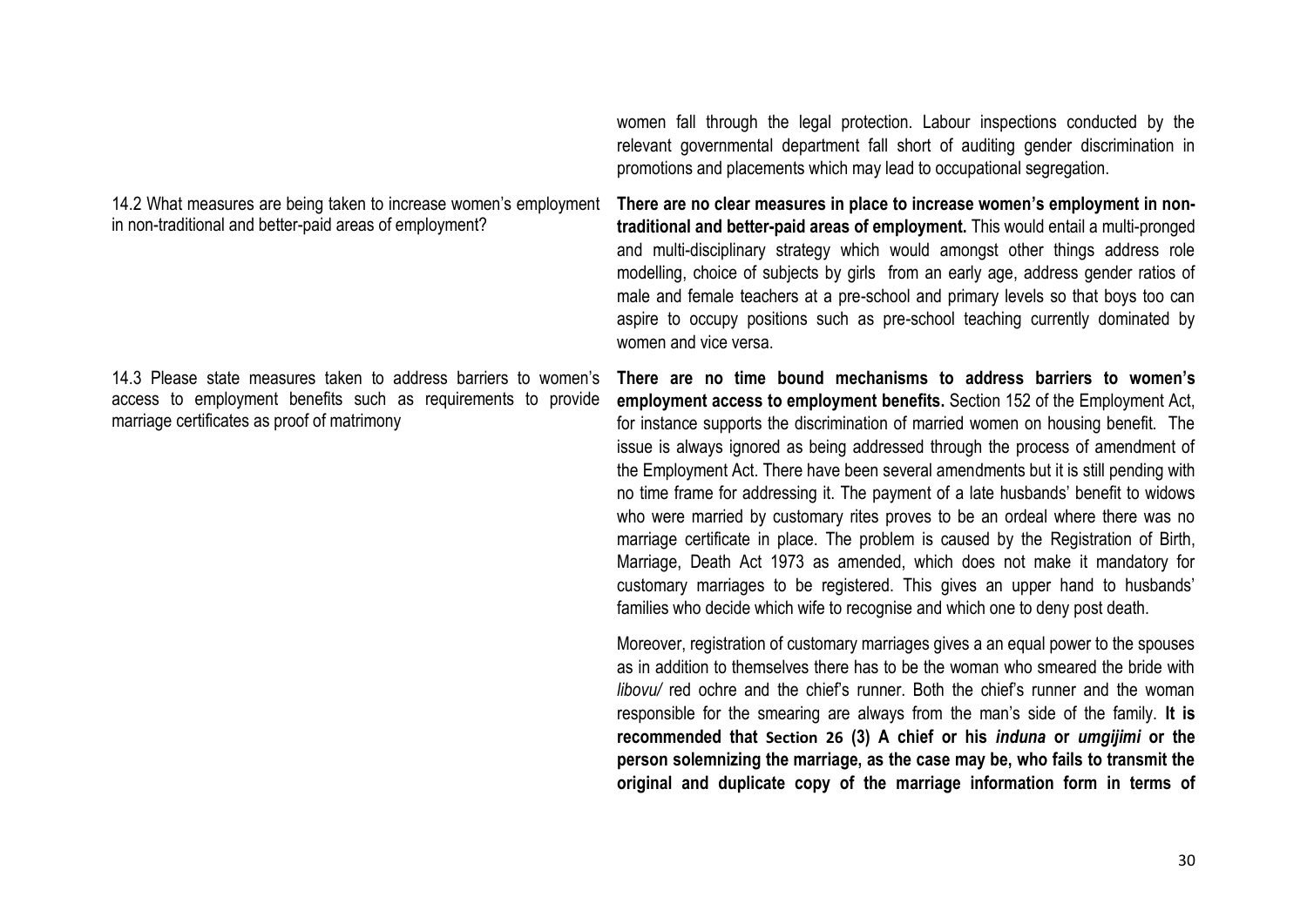| | |
|---|---|
| | women fall through the legal protection. Labour inspections conducted by the relevant governmental department fall short of auditing gender discrimination in promotions and placements which may lead to occupational segregation. |
| 14.2 What measures are being taken to increase women's employment in non-traditional and better-paid areas of employment? | **There are no clear measures in place to increase women's employment in non-traditional and better-paid areas of employment.** This would entail a multi-pronged and multi-disciplinary strategy which would amongst other things address role modelling, choice of subjects by girls from an early age, address gender ratios of male and female teachers at a pre-school and primary levels so that boys too can aspire to occupy positions such as pre-school teaching currently dominated by women and vice versa. |
| 14.3 Please state measures taken to address barriers to women's access to employment benefits such as requirements to provide marriage certificates as proof of matrimony | **There are no time bound mechanisms to address barriers to women's employment access to employment benefits.** Section 152 of the Employment Act, for instance supports the discrimination of married women on housing benefit. The issue is always ignored as being addressed through the process of amendment of the Employment Act. There have been several amendments but it is still pending with no time frame for addressing it. The payment of a late husbands' benefit to widows who were married by customary rites proves to be an ordeal where there was no marriage certificate in place. The problem is caused by the Registration of Birth, Marriage, Death Act 1973 as amended, which does not make it mandatory for customary marriages to be registered. This gives an upper hand to husbands' families who decide which wife to recognise and which one to deny post death.<br><br>Moreover, registration of customary marriages gives a an equal power to the spouses as in addition to themselves there has to be the woman who smeared the bride with *libovu/* red ochre and the chief's runner. Both the chief's runner and the woman responsible for the smearing are always from the man's side of the family. **It is recommended that Section 26 (3) A chief or his *induna* or *umgijimi* or the person solemnizing the marriage, as the case may be, who fails to transmit the original and duplicate copy of the marriage information form in terms of** |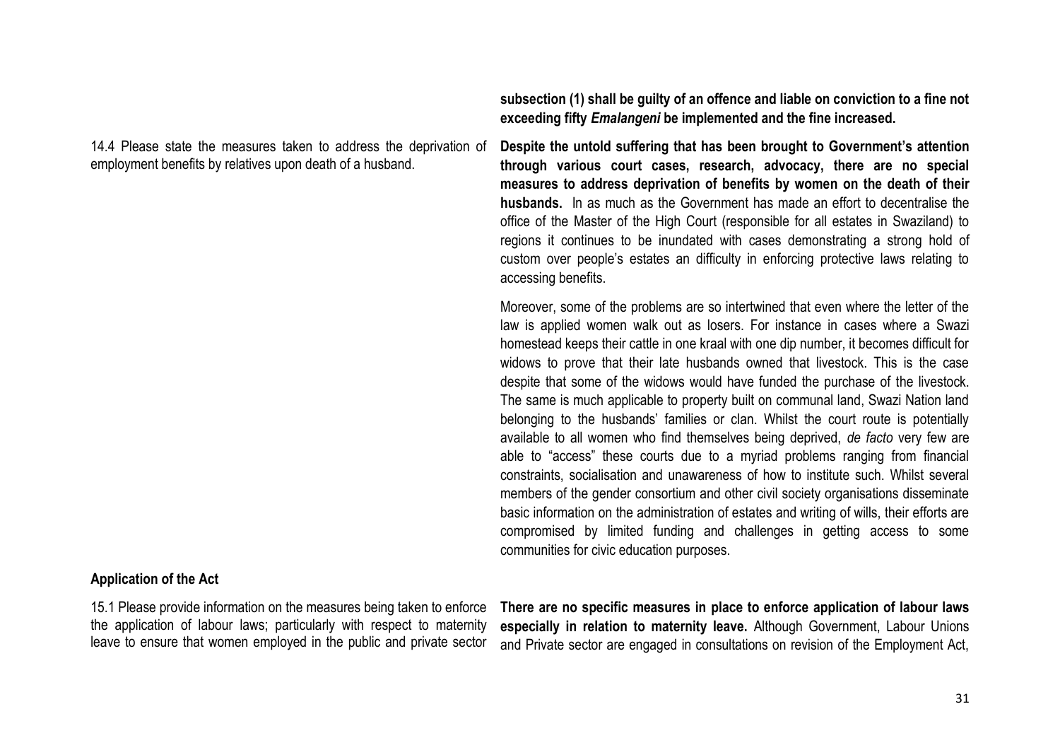**subsection (1) shall be guilty of an offence and liable on conviction to a fine not exceeding fifty *Emalangeni* be implemented and the fine increased.**

14.4 Please state the measures taken to address the deprivation of employment benefits by relatives upon death of a husband.

**Despite the untold suffering that has been brought to Government's attention through various court cases, research, advocacy, there are no special measures to address deprivation of benefits by women on the death of their husbands.** In as much as the Government has made an effort to decentralise the office of the Master of the High Court (responsible for all estates in Swaziland) to regions it continues to be inundated with cases demonstrating a strong hold of custom over people's estates an difficulty in enforcing protective laws relating to accessing benefits.

Moreover, some of the problems are so intertwined that even where the letter of the law is applied women walk out as losers. For instance in cases where a Swazi homestead keeps their cattle in one kraal with one dip number, it becomes difficult for widows to prove that their late husbands owned that livestock. This is the case despite that some of the widows would have funded the purchase of the livestock. The same is much applicable to property built on communal land, Swazi Nation land belonging to the husbands' families or clan. Whilst the court route is potentially available to all women who find themselves being deprived, *de facto* very few are able to "access" these courts due to a myriad problems ranging from financial constraints, socialisation and unawareness of how to institute such. Whilst several members of the gender consortium and other civil society organisations disseminate basic information on the administration of estates and writing of wills, their efforts are compromised by limited funding and challenges in getting access to some communities for civic education purposes.

**Application of the Act**

15.1 Please provide information on the measures being taken to enforce the application of labour laws; particularly with respect to maternity leave to ensure that women employed in the public and private sector

**There are no specific measures in place to enforce application of labour laws especially in relation to maternity leave.** Although Government, Labour Unions and Private sector are engaged in consultations on revision of the Employment Act,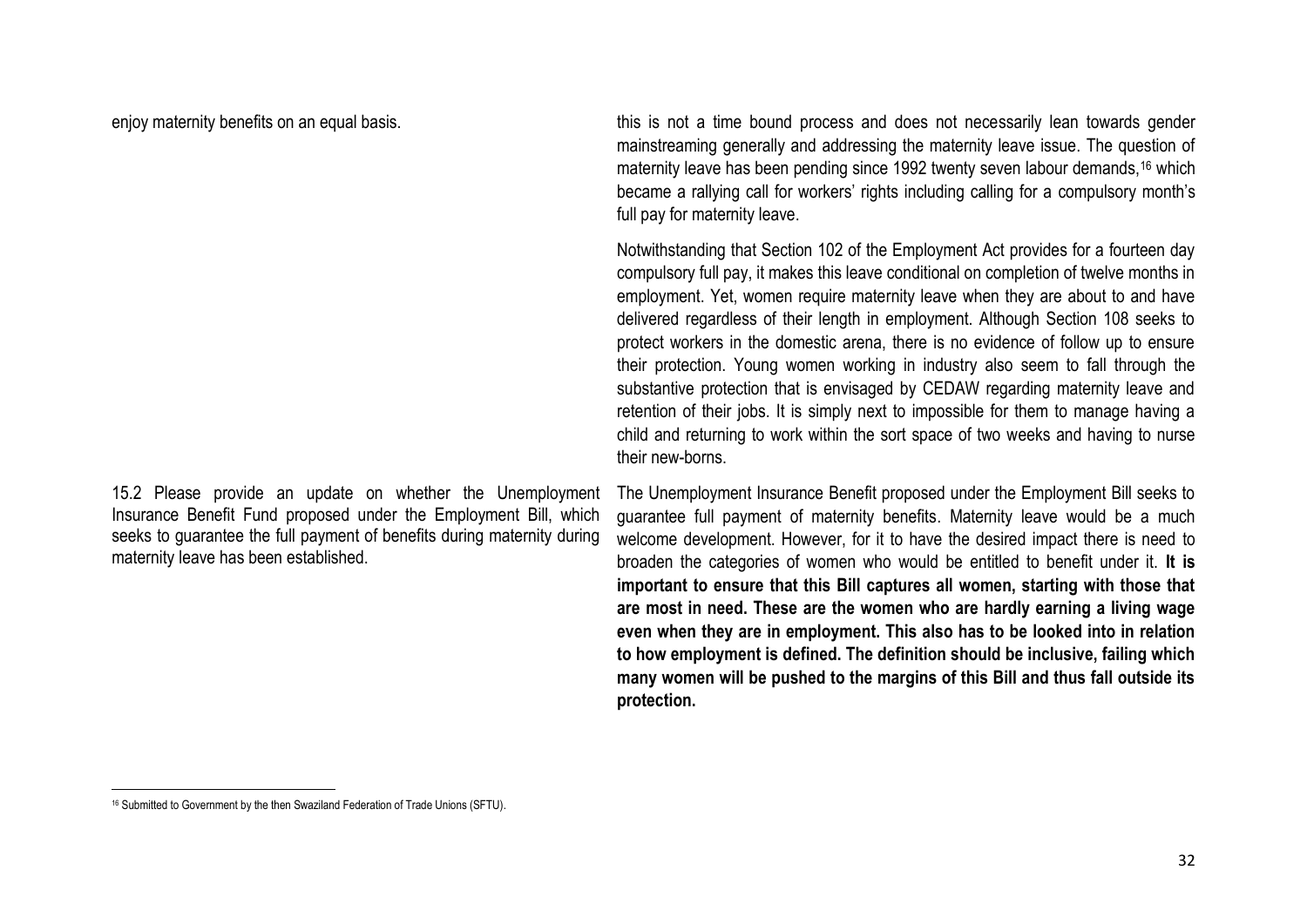enjoy maternity benefits on an equal basis.

this is not a time bound process and does not necessarily lean towards gender mainstreaming generally and addressing the maternity leave issue. The question of maternity leave has been pending since 1992 twenty seven labour demands,[16] which became a rallying call for workers' rights including calling for a compulsory month's full pay for maternity leave.

Notwithstanding that Section 102 of the Employment Act provides for a fourteen day compulsory full pay, it makes this leave conditional on completion of twelve months in employment. Yet, women require maternity leave when they are about to and have delivered regardless of their length in employment. Although Section 108 seeks to protect workers in the domestic arena, there is no evidence of follow up to ensure their protection. Young women working in industry also seem to fall through the substantive protection that is envisaged by CEDAW regarding maternity leave and retention of their jobs. It is simply next to impossible for them to manage having a child and returning to work within the sort space of two weeks and having to nurse their new-borns.

15.2 Please provide an update on whether the Unemployment Insurance Benefit Fund proposed under the Employment Bill, which seeks to guarantee the full payment of benefits during maternity during maternity leave has been established.

The Unemployment Insurance Benefit proposed under the Employment Bill seeks to guarantee full payment of maternity benefits. Maternity leave would be a much welcome development. However, for it to have the desired impact there is need to broaden the categories of women who would be entitled to benefit under it. **It is important to ensure that this Bill captures all women, starting with those that are most in need. These are the women who are hardly earning a living wage even when they are in employment. This also has to be looked into in relation to how employment is defined. The definition should be inclusive, failing which many women will be pushed to the margins of this Bill and thus fall outside its protection.**

[16] Submitted to Government by the then Swaziland Federation of Trade Unions (SFTU).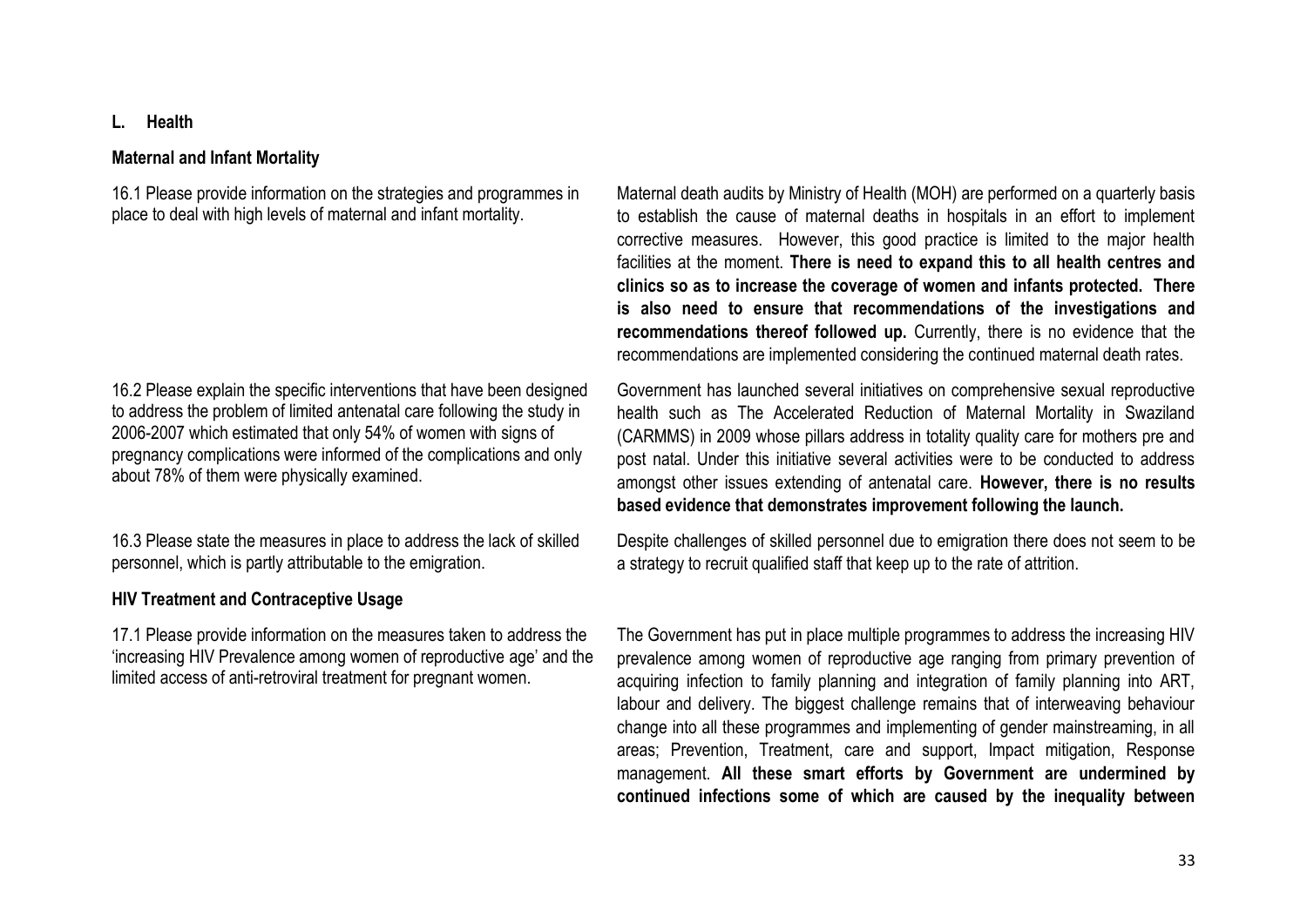## L. Health

### Maternal and Infant Mortality

| Question | Response |
| --- | --- |
| 16.1 Please provide information on the strategies and programmes in place to deal with high levels of maternal and infant mortality. | Maternal death audits by Ministry of Health (MOH) are performed on a quarterly basis to establish the cause of maternal deaths in hospitals in an effort to implement corrective measures. However, this good practice is limited to the major health facilities at the moment. **There is need to expand this to all health centres and clinics so as to increase the coverage of women and infants protected. There is also need to ensure that recommendations of the investigations and recommendations thereof followed up.** Currently, there is no evidence that the recommendations are implemented considering the continued maternal death rates. |
| 16.2 Please explain the specific interventions that have been designed to address the problem of limited antenatal care following the study in 2006-2007 which estimated that only 54% of women with signs of pregnancy complications were informed of the complications and only about 78% of them were physically examined. | Government has launched several initiatives on comprehensive sexual reproductive health such as The Accelerated Reduction of Maternal Mortality in Swaziland (CARMMS) in 2009 whose pillars address in totality quality care for mothers pre and post natal. Under this initiative several activities were to be conducted to address amongst other issues extending of antenatal care. **However, there is no results based evidence that demonstrates improvement following the launch.** |
| 16.3 Please state the measures in place to address the lack of skilled personnel, which is partly attributable to the emigration. | Despite challenges of skilled personnel due to emigration there does not seem to be a strategy to recruit qualified staff that keep up to the rate of attrition. |

### HIV Treatment and Contraceptive Usage

| Question | Response |
| --- | --- |
| 17.1 Please provide information on the measures taken to address the 'increasing HIV Prevalence among women of reproductive age' and the limited access of anti-retroviral treatment for pregnant women. | The Government has put in place multiple programmes to address the increasing HIV prevalence among women of reproductive age ranging from primary prevention of acquiring infection to family planning and integration of family planning into ART, labour and delivery. The biggest challenge remains that of interweaving behaviour change into all these programmes and implementing of gender mainstreaming, in all areas; Prevention, Treatment, care and support, Impact mitigation, Response management. **All these smart efforts by Government are undermined by continued infections some of which are caused by the inequality between** |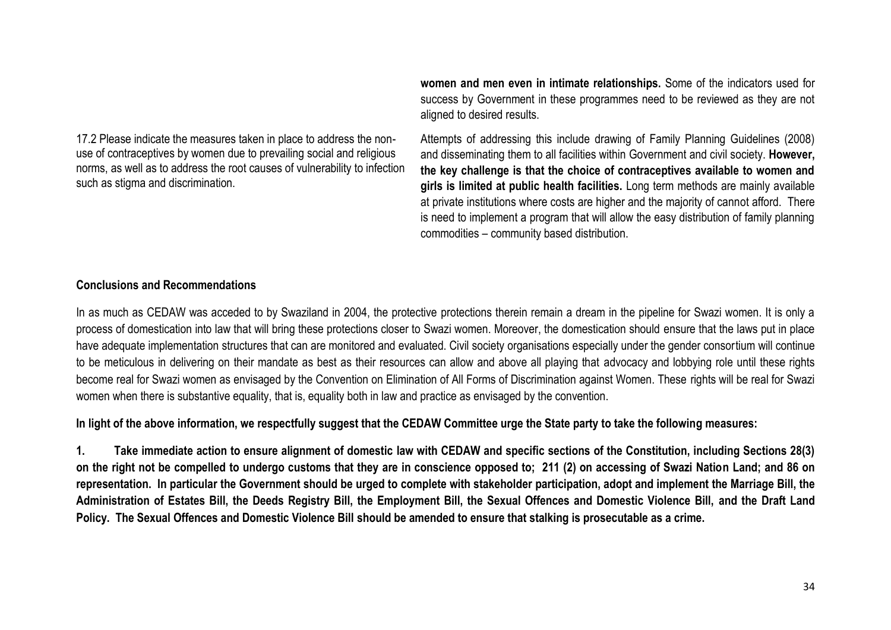| | |
|---|---|
| | **women and men even in intimate relationships.** Some of the indicators used for success by Government in these programmes need to be reviewed as they are not aligned to desired results. |
| 17.2 Please indicate the measures taken in place to address the non-use of contraceptives by women due to prevailing social and religious norms, as well as to address the root causes of vulnerability to infection such as stigma and discrimination. | Attempts of addressing this include drawing of Family Planning Guidelines (2008) and disseminating them to all facilities within Government and civil society. **However, the key challenge is that the choice of contraceptives available to women and girls is limited at public health facilities.** Long term methods are mainly available at private institutions where costs are higher and the majority of cannot afford. There is need to implement a program that will allow the easy distribution of family planning commodities – community based distribution. |

**Conclusions and Recommendations**

In as much as CEDAW was acceded to by Swaziland in 2004, the protective protections therein remain a dream in the pipeline for Swazi women. It is only a process of domestication into law that will bring these protections closer to Swazi women. Moreover, the domestication should ensure that the laws put in place have adequate implementation structures that can are monitored and evaluated. Civil society organisations especially under the gender consortium will continue to be meticulous in delivering on their mandate as best as their resources can allow and above all playing that advocacy and lobbying role until these rights become real for Swazi women as envisaged by the Convention on Elimination of All Forms of Discrimination against Women. These rights will be real for Swazi women when there is substantive equality, that is, equality both in law and practice as envisaged by the convention.

**In light of the above information, we respectfully suggest that the CEDAW Committee urge the State party to take the following measures:**

**1. Take immediate action to ensure alignment of domestic law with CEDAW and specific sections of the Constitution, including Sections 28(3) on the right not be compelled to undergo customs that they are in conscience opposed to; 211 (2) on accessing of Swazi Nation Land; and 86 on representation. In particular the Government should be urged to complete with stakeholder participation, adopt and implement the Marriage Bill, the Administration of Estates Bill, the Deeds Registry Bill, the Employment Bill, the Sexual Offences and Domestic Violence Bill, and the Draft Land Policy. The Sexual Offences and Domestic Violence Bill should be amended to ensure that stalking is prosecutable as a crime.**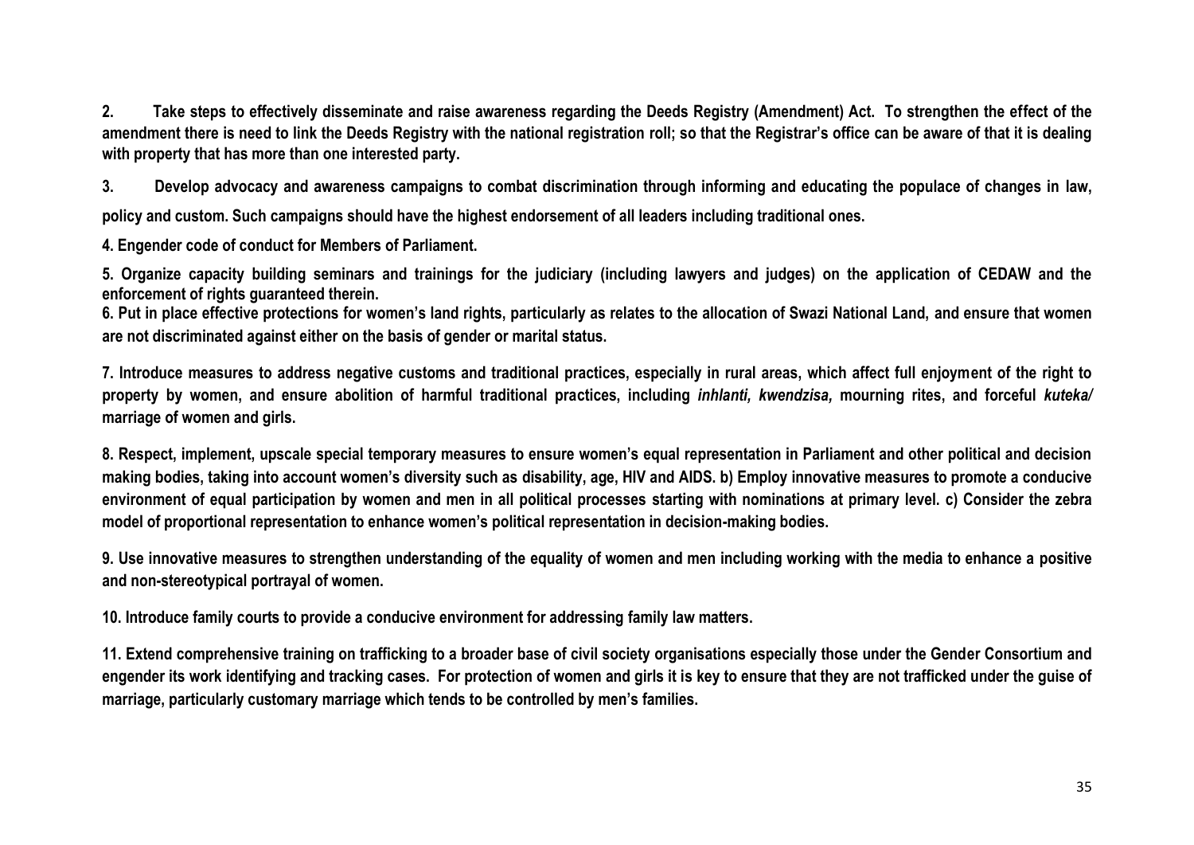**2. Take steps to effectively disseminate and raise awareness regarding the Deeds Registry (Amendment) Act. To strengthen the effect of the amendment there is need to link the Deeds Registry with the national registration roll; so that the Registrar's office can be aware of that it is dealing with property that has more than one interested party.**

**3. Develop advocacy and awareness campaigns to combat discrimination through informing and educating the populace of changes in law, policy and custom. Such campaigns should have the highest endorsement of all leaders including traditional ones.**

**4. Engender code of conduct for Members of Parliament.**

**5. Organize capacity building seminars and trainings for the judiciary (including lawyers and judges) on the application of CEDAW and the enforcement of rights guaranteed therein.**

**6. Put in place effective protections for women's land rights, particularly as relates to the allocation of Swazi National Land, and ensure that women are not discriminated against either on the basis of gender or marital status.**

**7. Introduce measures to address negative customs and traditional practices, especially in rural areas, which affect full enjoyment of the right to property by women, and ensure abolition of harmful traditional practices, including *inhlanti, kwendzisa,* mourning rites, and forceful *kuteka/* marriage of women and girls.**

**8. Respect, implement, upscale special temporary measures to ensure women's equal representation in Parliament and other political and decision making bodies, taking into account women's diversity such as disability, age, HIV and AIDS. b) Employ innovative measures to promote a conducive environment of equal participation by women and men in all political processes starting with nominations at primary level. c) Consider the zebra model of proportional representation to enhance women's political representation in decision-making bodies.**

**9. Use innovative measures to strengthen understanding of the equality of women and men including working with the media to enhance a positive and non-stereotypical portrayal of women.**

**10. Introduce family courts to provide a conducive environment for addressing family law matters.**

**11. Extend comprehensive training on trafficking to a broader base of civil society organisations especially those under the Gender Consortium and engender its work identifying and tracking cases. For protection of women and girls it is key to ensure that they are not trafficked under the guise of marriage, particularly customary marriage which tends to be controlled by men's families.**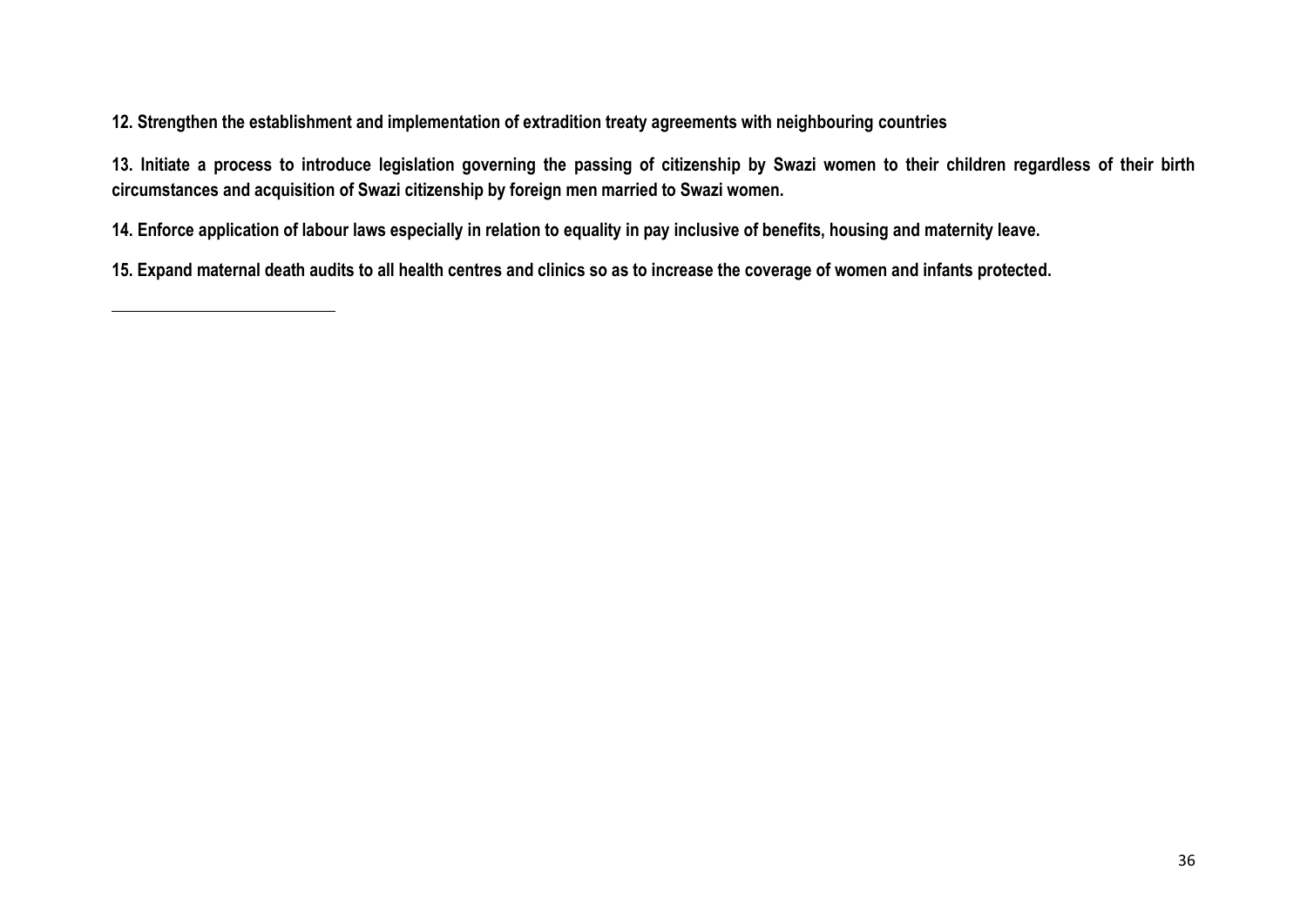**12. Strengthen the establishment and implementation of extradition treaty agreements with neighbouring countries**

**13. Initiate a process to introduce legislation governing the passing of citizenship by Swazi women to their children regardless of their birth circumstances and acquisition of Swazi citizenship by foreign men married to Swazi women.**

**14. Enforce application of labour laws especially in relation to equality in pay inclusive of benefits, housing and maternity leave.**

**15. Expand maternal death audits to all health centres and clinics so as to increase the coverage of women and infants protected.**